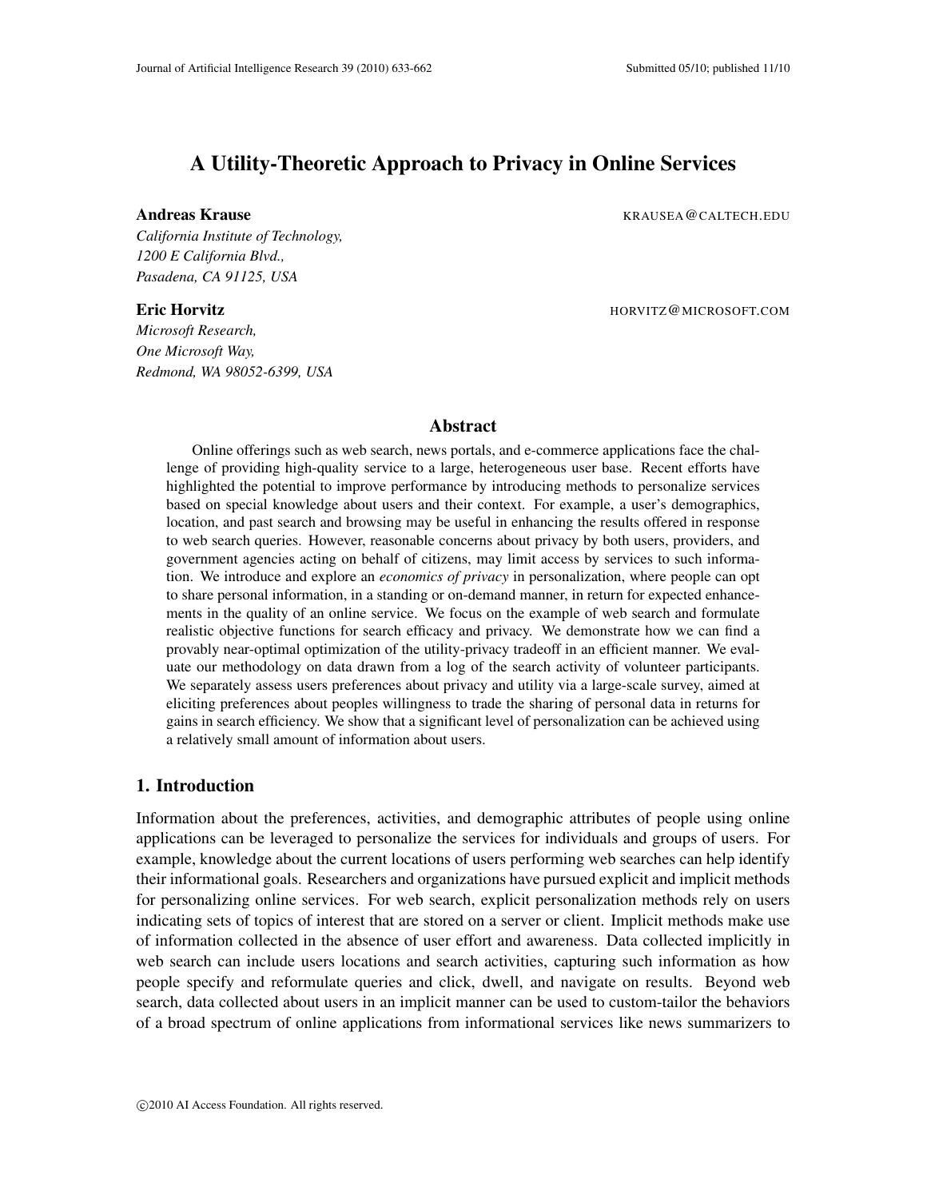# A Utility-Theoretic Approach to Privacy in Online Services

**Andreas Krause** KRAUSEA@CALTECH.EDU

*California Institute of Technology,*
*1200 E California Blvd.,*
*Pasadena, CA 91125, USA*

**Eric Horvitz** HORVITZ@MICROSOFT.COM

*Microsoft Research,*
*One Microsoft Way,*
*Redmond, WA 98052-6399, USA*

## Abstract

Online offerings such as web search, news portals, and e-commerce applications face the challenge of providing high-quality service to a large, heterogeneous user base. Recent efforts have highlighted the potential to improve performance by introducing methods to personalize services based on special knowledge about users and their context. For example, a user's demographics, location, and past search and browsing may be useful in enhancing the results offered in response to web search queries. However, reasonable concerns about privacy by both users, providers, and government agencies acting on behalf of citizens, may limit access by services to such information. We introduce and explore an *economics of privacy* in personalization, where people can opt to share personal information, in a standing or on-demand manner, in return for expected enhancements in the quality of an online service. We focus on the example of web search and formulate realistic objective functions for search efficacy and privacy. We demonstrate how we can find a provably near-optimal optimization of the utility-privacy tradeoff in an efficient manner. We evaluate our methodology on data drawn from a log of the search activity of volunteer participants. We separately assess users preferences about privacy and utility via a large-scale survey, aimed at eliciting preferences about peoples willingness to trade the sharing of personal data in returns for gains in search efficiency. We show that a significant level of personalization can be achieved using a relatively small amount of information about users.

## 1. Introduction

Information about the preferences, activities, and demographic attributes of people using online applications can be leveraged to personalize the services for individuals and groups of users. For example, knowledge about the current locations of users performing web searches can help identify their informational goals. Researchers and organizations have pursued explicit and implicit methods for personalizing online services. For web search, explicit personalization methods rely on users indicating sets of topics of interest that are stored on a server or client. Implicit methods make use of information collected in the absence of user effort and awareness. Data collected implicitly in web search can include users locations and search activities, capturing such information as how people specify and reformulate queries and click, dwell, and navigate on results. Beyond web search, data collected about users in an implicit manner can be used to custom-tailor the behaviors of a broad spectrum of online applications from informational services like news summarizers to

©2010 AI Access Foundation. All rights reserved.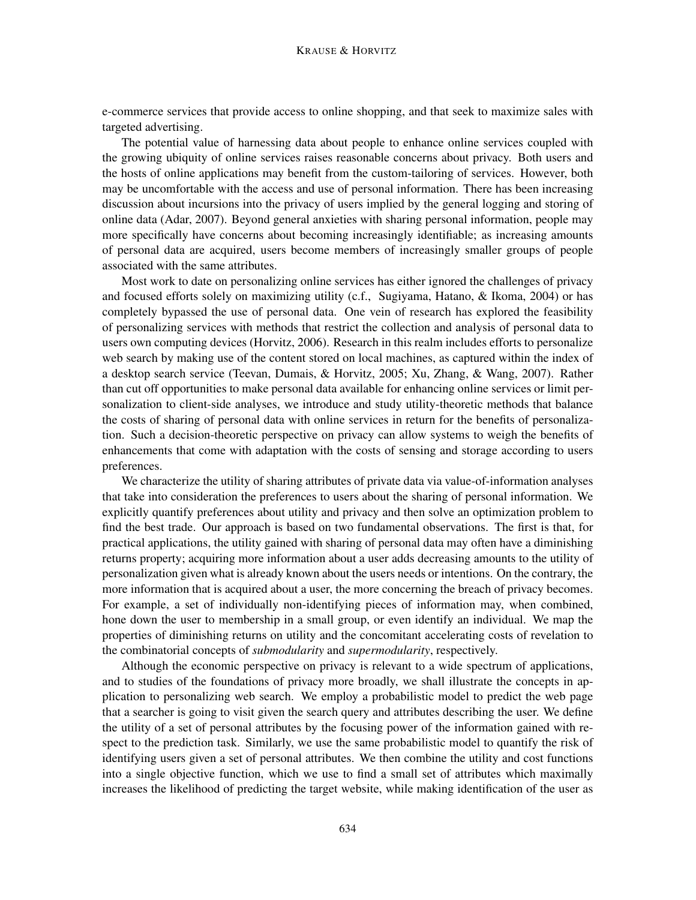e-commerce services that provide access to online shopping, and that seek to maximize sales with targeted advertising.

The potential value of harnessing data about people to enhance online services coupled with the growing ubiquity of online services raises reasonable concerns about privacy. Both users and the hosts of online applications may benefit from the custom-tailoring of services. However, both may be uncomfortable with the access and use of personal information. There has been increasing discussion about incursions into the privacy of users implied by the general logging and storing of online data (Adar, 2007). Beyond general anxieties with sharing personal information, people may more specifically have concerns about becoming increasingly identifiable; as increasing amounts of personal data are acquired, users become members of increasingly smaller groups of people associated with the same attributes.

Most work to date on personalizing online services has either ignored the challenges of privacy and focused efforts solely on maximizing utility (c.f., Sugiyama, Hatano, & Ikoma, 2004) or has completely bypassed the use of personal data. One vein of research has explored the feasibility of personalizing services with methods that restrict the collection and analysis of personal data to users own computing devices (Horvitz, 2006). Research in this realm includes efforts to personalize web search by making use of the content stored on local machines, as captured within the index of a desktop search service (Teevan, Dumais, & Horvitz, 2005; Xu, Zhang, & Wang, 2007). Rather than cut off opportunities to make personal data available for enhancing online services or limit personalization to client-side analyses, we introduce and study utility-theoretic methods that balance the costs of sharing of personal data with online services in return for the benefits of personalization. Such a decision-theoretic perspective on privacy can allow systems to weigh the benefits of enhancements that come with adaptation with the costs of sensing and storage according to users preferences.

We characterize the utility of sharing attributes of private data via value-of-information analyses that take into consideration the preferences to users about the sharing of personal information. We explicitly quantify preferences about utility and privacy and then solve an optimization problem to find the best trade. Our approach is based on two fundamental observations. The first is that, for practical applications, the utility gained with sharing of personal data may often have a diminishing returns property; acquiring more information about a user adds decreasing amounts to the utility of personalization given what is already known about the users needs or intentions. On the contrary, the more information that is acquired about a user, the more concerning the breach of privacy becomes. For example, a set of individually non-identifying pieces of information may, when combined, hone down the user to membership in a small group, or even identify an individual. We map the properties of diminishing returns on utility and the concomitant accelerating costs of revelation to the combinatorial concepts of *submodularity* and *supermodularity*, respectively.

Although the economic perspective on privacy is relevant to a wide spectrum of applications, and to studies of the foundations of privacy more broadly, we shall illustrate the concepts in application to personalizing web search. We employ a probabilistic model to predict the web page that a searcher is going to visit given the search query and attributes describing the user. We define the utility of a set of personal attributes by the focusing power of the information gained with respect to the prediction task. Similarly, we use the same probabilistic model to quantify the risk of identifying users given a set of personal attributes. We then combine the utility and cost functions into a single objective function, which we use to find a small set of attributes which maximally increases the likelihood of predicting the target website, while making identification of the user as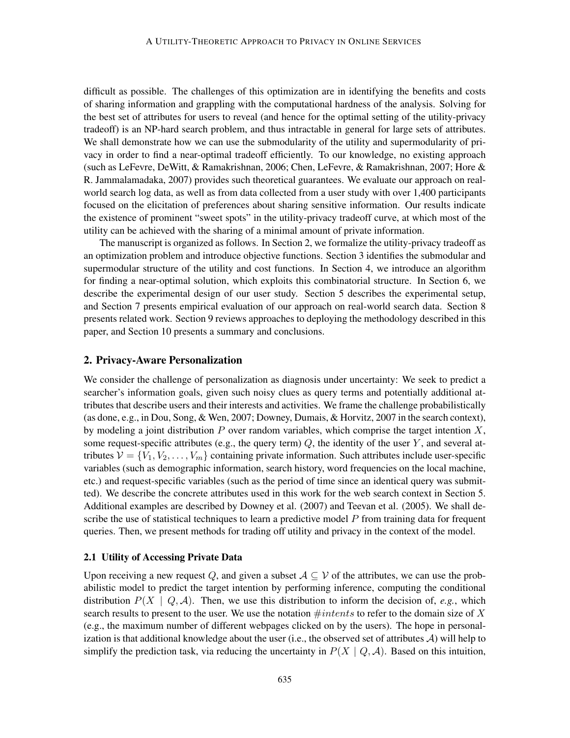difficult as possible. The challenges of this optimization are in identifying the benefits and costs of sharing information and grappling with the computational hardness of the analysis. Solving for the best set of attributes for users to reveal (and hence for the optimal setting of the utility-privacy tradeoff) is an NP-hard search problem, and thus intractable in general for large sets of attributes. We shall demonstrate how we can use the submodularity of the utility and supermodularity of privacy in order to find a near-optimal tradeoff efficiently. To our knowledge, no existing approach (such as LeFevre, DeWitt, & Ramakrishnan, 2006; Chen, LeFevre, & Ramakrishnan, 2007; Hore & R. Jammalamadaka, 2007) provides such theoretical guarantees. We evaluate our approach on real-world search log data, as well as from data collected from a user study with over 1,400 participants focused on the elicitation of preferences about sharing sensitive information. Our results indicate the existence of prominent "sweet spots" in the utility-privacy tradeoff curve, at which most of the utility can be achieved with the sharing of a minimal amount of private information.

The manuscript is organized as follows. In Section 2, we formalize the utility-privacy tradeoff as an optimization problem and introduce objective functions. Section 3 identifies the submodular and supermodular structure of the utility and cost functions. In Section 4, we introduce an algorithm for finding a near-optimal solution, which exploits this combinatorial structure. In Section 6, we describe the experimental design of our user study. Section 5 describes the experimental setup, and Section 7 presents empirical evaluation of our approach on real-world search data. Section 8 presents related work. Section 9 reviews approaches to deploying the methodology described in this paper, and Section 10 presents a summary and conclusions.

## 2. Privacy-Aware Personalization

We consider the challenge of personalization as diagnosis under uncertainty: We seek to predict a searcher's information goals, given such noisy clues as query terms and potentially additional attributes that describe users and their interests and activities. We frame the challenge probabilistically (as done, e.g., in Dou, Song, & Wen, 2007; Downey, Dumais, & Horvitz, 2007 in the search context), by modeling a joint distribution $P$ over random variables, which comprise the target intention $X$, some request-specific attributes (e.g., the query term) $Q$, the identity of the user $Y$, and several attributes $\mathcal{V} = \{V_1, V_2, \ldots, V_m\}$ containing private information. Such attributes include user-specific variables (such as demographic information, search history, word frequencies on the local machine, etc.) and request-specific variables (such as the period of time since an identical query was submitted). We describe the concrete attributes used in this work for the web search context in Section 5. Additional examples are described by Downey et al. (2007) and Teevan et al. (2005). We shall describe the use of statistical techniques to learn a predictive model $P$ from training data for frequent queries. Then, we present methods for trading off utility and privacy in the context of the model.

### 2.1 Utility of Accessing Private Data

Upon receiving a new request $Q$, and given a subset $\mathcal{A} \subseteq \mathcal{V}$ of the attributes, we can use the probabilistic model to predict the target intention by performing inference, computing the conditional distribution $P(X \mid Q, \mathcal{A})$. Then, we use this distribution to inform the decision of, *e.g.*, which search results to present to the user. We use the notation $\#intents$ to refer to the domain size of $X$ (e.g., the maximum number of different webpages clicked on by the users). The hope in personalization is that additional knowledge about the user (i.e., the observed set of attributes $\mathcal{A}$) will help to simplify the prediction task, via reducing the uncertainty in $P(X \mid Q, \mathcal{A})$. Based on this intuition,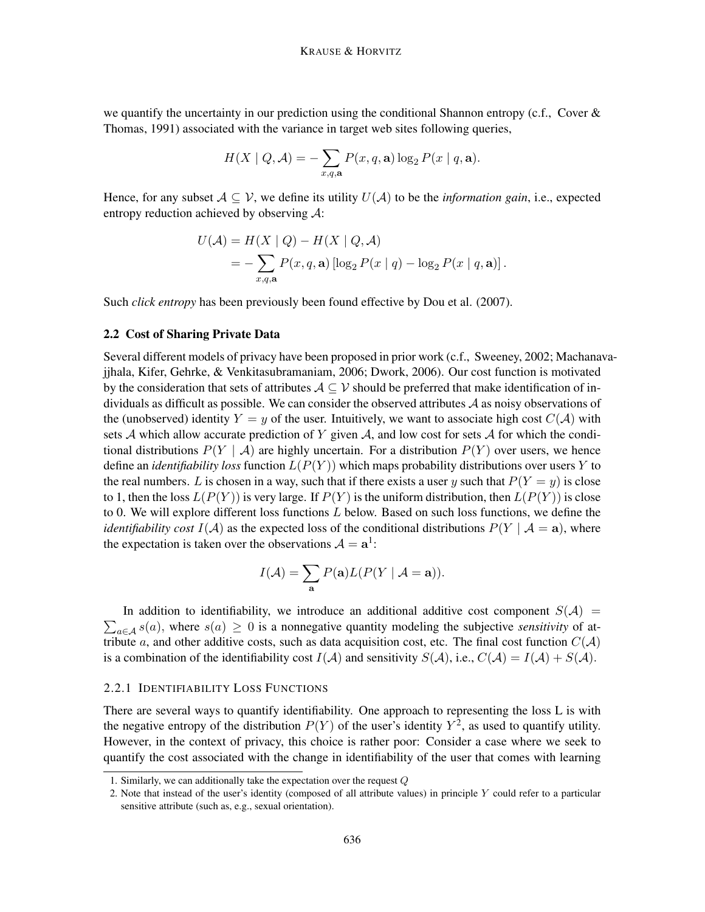we quantify the uncertainty in our prediction using the conditional Shannon entropy (c.f., Cover & Thomas, 1991) associated with the variance in target web sites following queries,

$$H(X \mid Q, \mathcal{A}) = -\sum_{x,q,\mathbf{a}} P(x, q, \mathbf{a}) \log_2 P(x \mid q, \mathbf{a}).$$

Hence, for any subset $\mathcal{A} \subseteq \mathcal{V}$, we define its utility $U(\mathcal{A})$ to be the *information gain*, i.e., expected entropy reduction achieved by observing $\mathcal{A}$:

$$\begin{aligned} U(\mathcal{A}) &= H(X \mid Q) - H(X \mid Q, \mathcal{A}) \\ &= -\sum_{x,q,\mathbf{a}} P(x, q, \mathbf{a}) \left[\log_2 P(x \mid q) - \log_2 P(x \mid q, \mathbf{a})\right]. \end{aligned}$$

Such *click entropy* has been previously been found effective by Dou et al. (2007).

### 2.2 Cost of Sharing Private Data

Several different models of privacy have been proposed in prior work (c.f., Sweeney, 2002; Machanavajjhala, Kifer, Gehrke, & Venkitasubramaniam, 2006; Dwork, 2006). Our cost function is motivated by the consideration that sets of attributes $\mathcal{A} \subseteq \mathcal{V}$ should be preferred that make identification of individuals as difficult as possible. We can consider the observed attributes $\mathcal{A}$ as noisy observations of the (unobserved) identity $Y = y$ of the user. Intuitively, we want to associate high cost $C(\mathcal{A})$ with sets $\mathcal{A}$ which allow accurate prediction of $Y$ given $\mathcal{A}$, and low cost for sets $\mathcal{A}$ for which the conditional distributions $P(Y \mid \mathcal{A})$ are highly uncertain. For a distribution $P(Y)$ over users, we hence define an *identifiability loss* function $L(P(Y))$ which maps probability distributions over users $Y$ to the real numbers. $L$ is chosen in a way, such that if there exists a user $y$ such that $P(Y = y)$ is close to 1, then the loss $L(P(Y))$ is very large. If $P(Y)$ is the uniform distribution, then $L(P(Y))$ is close to 0. We will explore different loss functions $L$ below. Based on such loss functions, we define the *identifiability cost* $I(\mathcal{A})$ as the expected loss of the conditional distributions $P(Y \mid \mathcal{A} = \mathbf{a})$, where the expectation is taken over the observations $\mathcal{A} = \mathbf{a}$[1]:

$$I(\mathcal{A}) = \sum_{\mathbf{a}} P(\mathbf{a}) L(P(Y \mid \mathcal{A} = \mathbf{a})).$$

In addition to identifiability, we introduce an additional additive cost component $S(\mathcal{A}) = \sum_{a \in \mathcal{A}} s(a)$, where $s(a) \geq 0$ is a nonnegative quantity modeling the subjective *sensitivity* of attribute $a$, and other additive costs, such as data acquisition cost, etc. The final cost function $C(\mathcal{A})$ is a combination of the identifiability cost $I(\mathcal{A})$ and sensitivity $S(\mathcal{A})$, i.e., $C(\mathcal{A}) = I(\mathcal{A}) + S(\mathcal{A})$.

#### 2.2.1 Identifiability Loss Functions

There are several ways to quantify identifiability. One approach to representing the loss L is with the negative entropy of the distribution $P(Y)$ of the user's identity $Y$[2], as used to quantify utility. However, in the context of privacy, this choice is rather poor: Consider a case where we seek to quantify the cost associated with the change in identifiability of the user that comes with learning

1. Similarly, we can additionally take the expectation over the request $Q$
2. Note that instead of the user's identity (composed of all attribute values) in principle $Y$ could refer to a particular sensitive attribute (such as, e.g., sexual orientation).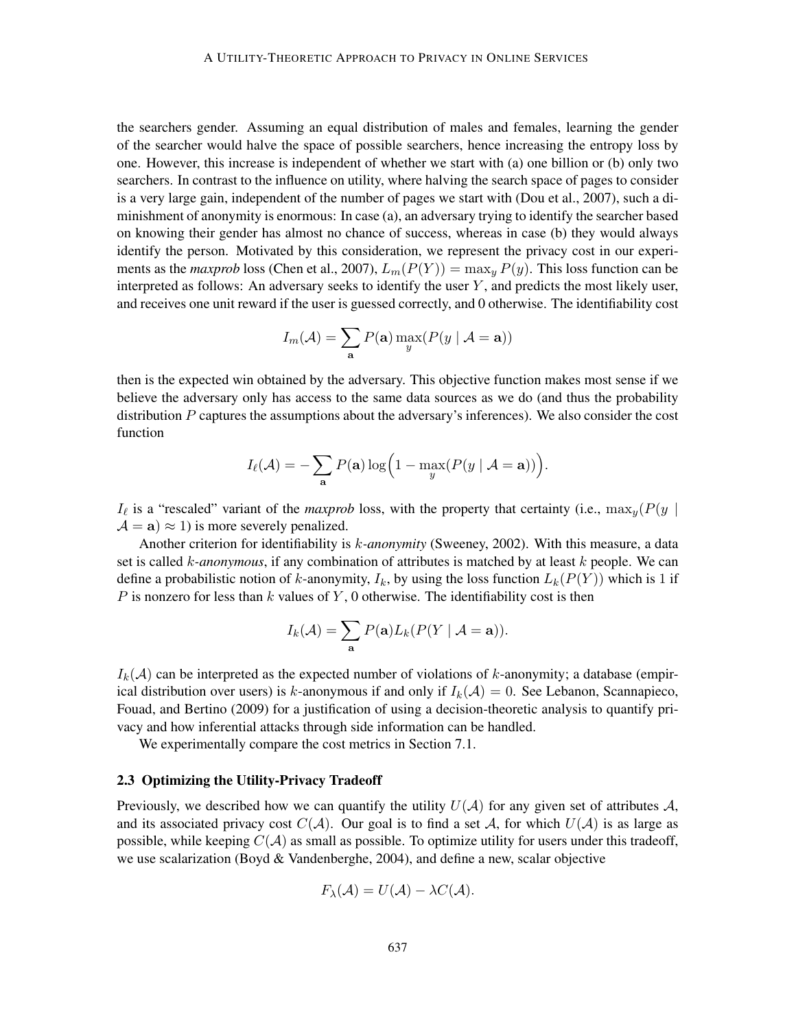the searchers gender. Assuming an equal distribution of males and females, learning the gender of the searcher would halve the space of possible searchers, hence increasing the entropy loss by one. However, this increase is independent of whether we start with (a) one billion or (b) only two searchers. In contrast to the influence on utility, where halving the search space of pages to consider is a very large gain, independent of the number of pages we start with (Dou et al., 2007), such a diminishment of anonymity is enormous: In case (a), an adversary trying to identify the searcher based on knowing their gender has almost no chance of success, whereas in case (b) they would always identify the person. Motivated by this consideration, we represent the privacy cost in our experiments as the *maxprob* loss (Chen et al., 2007), $L_m(P(Y)) = \max_y P(y)$. This loss function can be interpreted as follows: An adversary seeks to identify the user $Y$, and predicts the most likely user, and receives one unit reward if the user is guessed correctly, and 0 otherwise. The identifiability cost

$$I_m(\mathcal{A}) = \sum_{\mathbf{a}} P(\mathbf{a}) \max_y (P(y \mid \mathcal{A} = \mathbf{a}))$$

then is the expected win obtained by the adversary. This objective function makes most sense if we believe the adversary only has access to the same data sources as we do (and thus the probability distribution $P$ captures the assumptions about the adversary's inferences). We also consider the cost function

$$I_\ell(\mathcal{A}) = -\sum_{\mathbf{a}} P(\mathbf{a}) \log\Big(1 - \max_y (P(y \mid \mathcal{A} = \mathbf{a}))\Big).$$

$I_\ell$ is a "rescaled" variant of the *maxprob* loss, with the property that certainty (i.e., $\max_y(P(y \mid \mathcal{A} = \mathbf{a}) \approx 1)$ is more severely penalized.

Another criterion for identifiability is $k$-*anonymity* (Sweeney, 2002). With this measure, a data set is called $k$-*anonymous*, if any combination of attributes is matched by at least $k$ people. We can define a probabilistic notion of $k$-anonymity, $I_k$, by using the loss function $L_k(P(Y))$ which is 1 if $P$ is nonzero for less than $k$ values of $Y$, 0 otherwise. The identifiability cost is then

$$I_k(\mathcal{A}) = \sum_{\mathbf{a}} P(\mathbf{a}) L_k(P(Y \mid \mathcal{A} = \mathbf{a})).$$

$I_k(\mathcal{A})$ can be interpreted as the expected number of violations of $k$-anonymity; a database (empirical distribution over users) is $k$-anonymous if and only if $I_k(\mathcal{A}) = 0$. See Lebanon, Scannapieco, Fouad, and Bertino (2009) for a justification of using a decision-theoretic analysis to quantify privacy and how inferential attacks through side information can be handled.

We experimentally compare the cost metrics in Section 7.1.

### 2.3 Optimizing the Utility-Privacy Tradeoff

Previously, we described how we can quantify the utility $U(\mathcal{A})$ for any given set of attributes $\mathcal{A}$, and its associated privacy cost $C(\mathcal{A})$. Our goal is to find a set $\mathcal{A}$, for which $U(\mathcal{A})$ is as large as possible, while keeping $C(\mathcal{A})$ as small as possible. To optimize utility for users under this tradeoff, we use scalarization (Boyd & Vandenberghe, 2004), and define a new, scalar objective

$$F_\lambda(\mathcal{A}) = U(\mathcal{A}) - \lambda C(\mathcal{A}).$$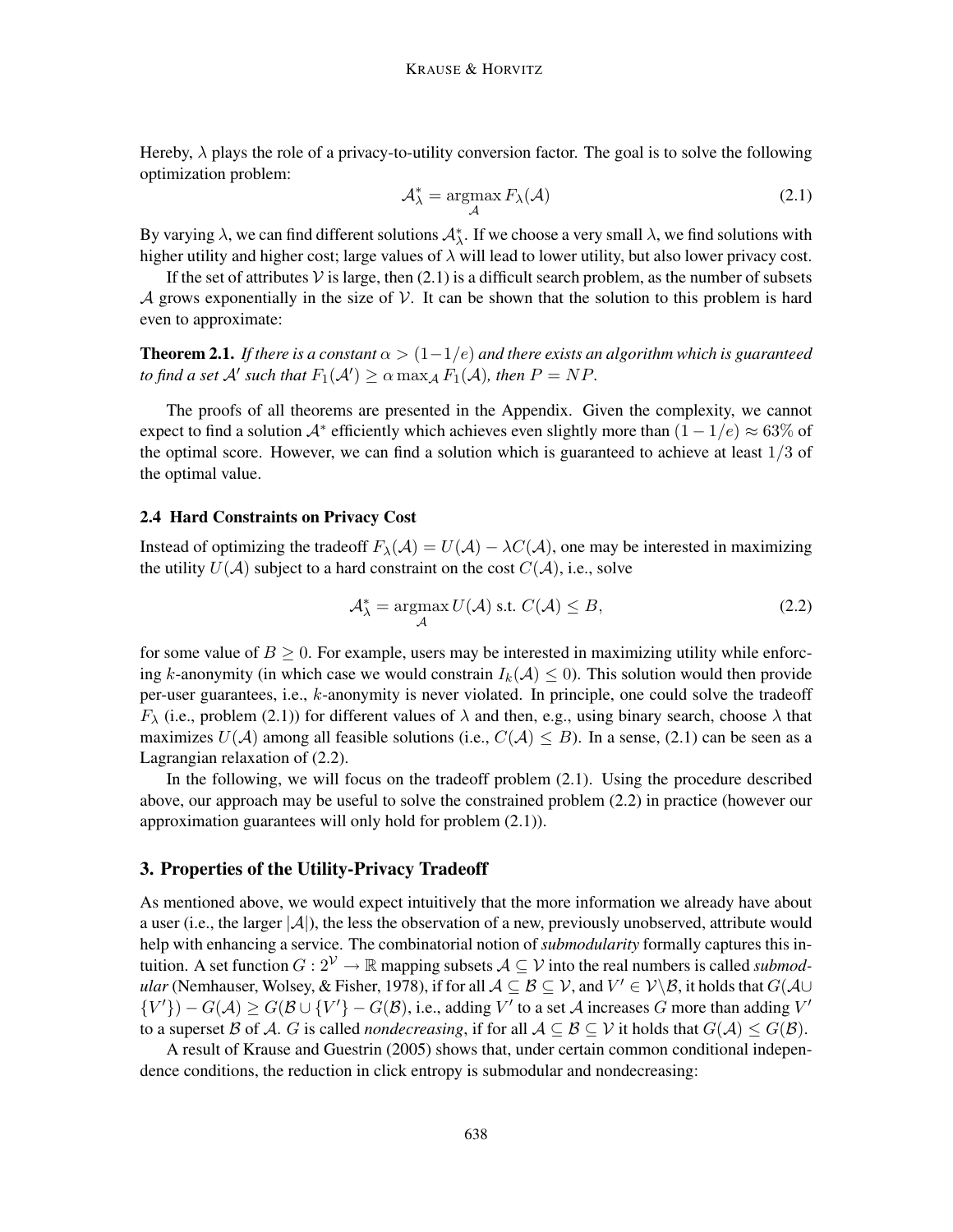Hereby, $\lambda$ plays the role of a privacy-to-utility conversion factor. The goal is to solve the following optimization problem:

$$\mathcal{A}^*_\lambda = \operatorname*{argmax}_{\mathcal{A}} F_\lambda(\mathcal{A}) \tag{2.1}$$

By varying $\lambda$, we can find different solutions $\mathcal{A}^*_\lambda$. If we choose a very small $\lambda$, we find solutions with higher utility and higher cost; large values of $\lambda$ will lead to lower utility, but also lower privacy cost.

If the set of attributes $\mathcal{V}$ is large, then (2.1) is a difficult search problem, as the number of subsets $\mathcal{A}$ grows exponentially in the size of $\mathcal{V}$. It can be shown that the solution to this problem is hard even to approximate:

**Theorem 2.1.** *If there is a constant $\alpha > (1-1/e)$ and there exists an algorithm which is guaranteed to find a set $\mathcal{A}'$ such that $F_1(\mathcal{A}') \geq \alpha \max_{\mathcal{A}} F_1(\mathcal{A})$, then $P = NP$.*

The proofs of all theorems are presented in the Appendix. Given the complexity, we cannot expect to find a solution $\mathcal{A}^*$ efficiently which achieves even slightly more than $(1 - 1/e) \approx 63\%$ of the optimal score. However, we can find a solution which is guaranteed to achieve at least $1/3$ of the optimal value.

### 2.4 Hard Constraints on Privacy Cost

Instead of optimizing the tradeoff $F_\lambda(\mathcal{A}) = U(\mathcal{A}) - \lambda C(\mathcal{A})$, one may be interested in maximizing the utility $U(\mathcal{A})$ subject to a hard constraint on the cost $C(\mathcal{A})$, i.e., solve

$$\mathcal{A}^*_\lambda = \operatorname*{argmax}_{\mathcal{A}} U(\mathcal{A}) \text{ s.t. } C(\mathcal{A}) \leq B, \tag{2.2}$$

for some value of $B \geq 0$. For example, users may be interested in maximizing utility while enforcing $k$-anonymity (in which case we would constrain $I_k(\mathcal{A}) \leq 0$). This solution would then provide per-user guarantees, i.e., $k$-anonymity is never violated. In principle, one could solve the tradeoff $F_\lambda$ (i.e., problem (2.1)) for different values of $\lambda$ and then, e.g., using binary search, choose $\lambda$ that maximizes $U(\mathcal{A})$ among all feasible solutions (i.e., $C(\mathcal{A}) \leq B$). In a sense, (2.1) can be seen as a Lagrangian relaxation of (2.2).

In the following, we will focus on the tradeoff problem (2.1). Using the procedure described above, our approach may be useful to solve the constrained problem (2.2) in practice (however our approximation guarantees will only hold for problem (2.1)).

## 3. Properties of the Utility-Privacy Tradeoff

As mentioned above, we would expect intuitively that the more information we already have about a user (i.e., the larger $|\mathcal{A}|$), the less the observation of a new, previously unobserved, attribute would help with enhancing a service. The combinatorial notion of *submodularity* formally captures this intuition. A set function $G : 2^{\mathcal{V}} \rightarrow \mathbb{R}$ mapping subsets $\mathcal{A} \subseteq \mathcal{V}$ into the real numbers is called *submodular* (Nemhauser, Wolsey, & Fisher, 1978), if for all $\mathcal{A} \subseteq \mathcal{B} \subseteq \mathcal{V}$, and $V' \in \mathcal{V} \setminus \mathcal{B}$, it holds that $G(\mathcal{A} \cup \{V'\}) - G(\mathcal{A}) \geq G(\mathcal{B} \cup \{V'\} - G(\mathcal{B})$, i.e., adding $V'$ to a set $\mathcal{A}$ increases $G$ more than adding $V'$ to a superset $\mathcal{B}$ of $\mathcal{A}$. $G$ is called *nondecreasing*, if for all $\mathcal{A} \subseteq \mathcal{B} \subseteq \mathcal{V}$ it holds that $G(\mathcal{A}) \leq G(\mathcal{B})$.

A result of Krause and Guestrin (2005) shows that, under certain common conditional independence conditions, the reduction in click entropy is submodular and nondecreasing: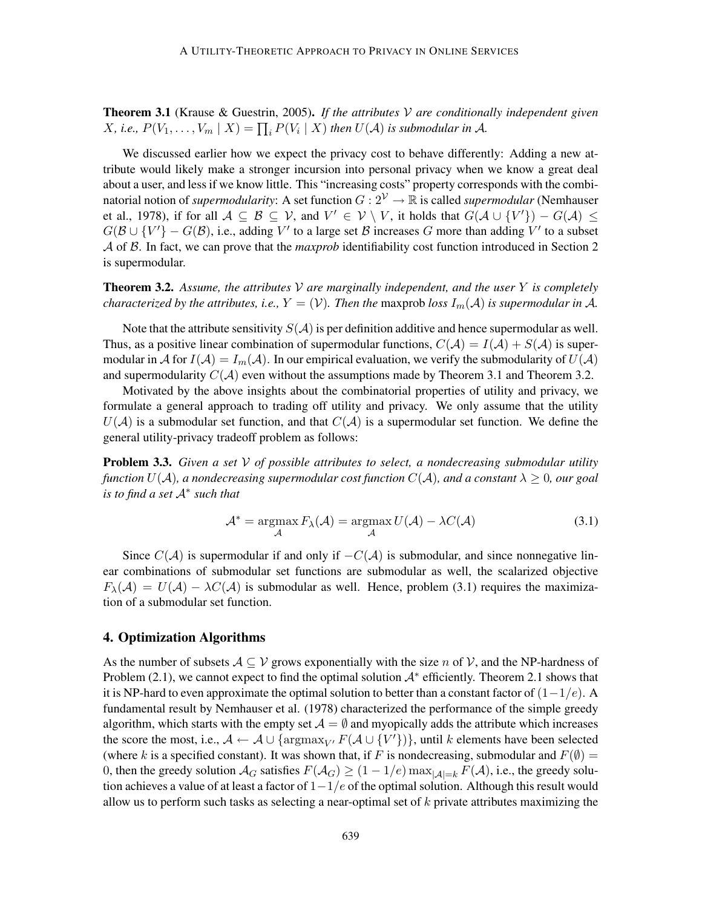**Theorem 3.1** (Krause & Guestrin, 2005). *If the attributes $\mathcal{V}$ are conditionally independent given $X$, i.e., $P(V_1, \ldots, V_m \mid X) = \prod_i P(V_i \mid X)$ then $U(\mathcal{A})$ is submodular in $\mathcal{A}$.*

We discussed earlier how we expect the privacy cost to behave differently: Adding a new attribute would likely make a stronger incursion into personal privacy when we know a great deal about a user, and less if we know little. This "increasing costs" property corresponds with the combinatorial notion of *supermodularity*: A set function $G : 2^{\mathcal{V}} \to \mathbb{R}$ is called *supermodular* (Nemhauser et al., 1978), if for all $\mathcal{A} \subseteq \mathcal{B} \subseteq \mathcal{V}$, and $V' \in \mathcal{V} \setminus V$, it holds that $G(\mathcal{A} \cup \{V'\}) - G(\mathcal{A}) \leq G(\mathcal{B} \cup \{V'\} - G(\mathcal{B})$, i.e., adding $V'$ to a large set $\mathcal{B}$ increases $G$ more than adding $V'$ to a subset $\mathcal{A}$ of $\mathcal{B}$. In fact, we can prove that the *maxprob* identifiability cost function introduced in Section 2 is supermodular.

**Theorem 3.2.** *Assume, the attributes $\mathcal{V}$ are marginally independent, and the user $Y$ is completely characterized by the attributes, i.e., $Y = (\mathcal{V})$. Then the* maxprob *loss $I_m(\mathcal{A})$ is supermodular in $\mathcal{A}$.*

Note that the attribute sensitivity $S(\mathcal{A})$ is per definition additive and hence supermodular as well. Thus, as a positive linear combination of supermodular functions, $C(\mathcal{A}) = I(\mathcal{A}) + S(\mathcal{A})$ is supermodular in $\mathcal{A}$ for $I(\mathcal{A}) = I_m(\mathcal{A})$. In our empirical evaluation, we verify the submodularity of $U(\mathcal{A})$ and supermodularity $C(\mathcal{A})$ even without the assumptions made by Theorem 3.1 and Theorem 3.2.

Motivated by the above insights about the combinatorial properties of utility and privacy, we formulate a general approach to trading off utility and privacy. We only assume that the utility $U(\mathcal{A})$ is a submodular set function, and that $C(\mathcal{A})$ is a supermodular set function. We define the general utility-privacy tradeoff problem as follows:

**Problem 3.3.** *Given a set $\mathcal{V}$ of possible attributes to select, a nondecreasing submodular utility function $U(\mathcal{A})$, a nondecreasing supermodular cost function $C(\mathcal{A})$, and a constant $\lambda \geq 0$, our goal is to find a set $\mathcal{A}^*$ such that*

$$\mathcal{A}^* = \operatorname*{argmax}_{\mathcal{A}} F_\lambda(\mathcal{A}) = \operatorname*{argmax}_{\mathcal{A}} U(\mathcal{A}) - \lambda C(\mathcal{A}) \tag{3.1}$$

Since $C(\mathcal{A})$ is supermodular if and only if $-C(\mathcal{A})$ is submodular, and since nonnegative linear combinations of submodular set functions are submodular as well, the scalarized objective $F_\lambda(\mathcal{A}) = U(\mathcal{A}) - \lambda C(\mathcal{A})$ is submodular as well. Hence, problem (3.1) requires the maximization of a submodular set function.

## 4. Optimization Algorithms

As the number of subsets $\mathcal{A} \subseteq \mathcal{V}$ grows exponentially with the size $n$ of $\mathcal{V}$, and the NP-hardness of Problem (2.1), we cannot expect to find the optimal solution $\mathcal{A}^*$ efficiently. Theorem 2.1 shows that it is NP-hard to even approximate the optimal solution to better than a constant factor of $(1-1/e)$. A fundamental result by Nemhauser et al. (1978) characterized the performance of the simple greedy algorithm, which starts with the empty set $\mathcal{A} = \emptyset$ and myopically adds the attribute which increases the score the most, i.e., $\mathcal{A} \leftarrow \mathcal{A} \cup \{\operatorname{argmax}_{V'} F(\mathcal{A} \cup \{V'\})\}$, until $k$ elements have been selected (where $k$ is a specified constant). It was shown that, if $F$ is nondecreasing, submodular and $F(\emptyset) = 0$, then the greedy solution $\mathcal{A}_G$ satisfies $F(\mathcal{A}_G) \geq (1 - 1/e) \max_{|\mathcal{A}|=k} F(\mathcal{A})$, i.e., the greedy solution achieves a value of at least a factor of $1-1/e$ of the optimal solution. Although this result would allow us to perform such tasks as selecting a near-optimal set of $k$ private attributes maximizing the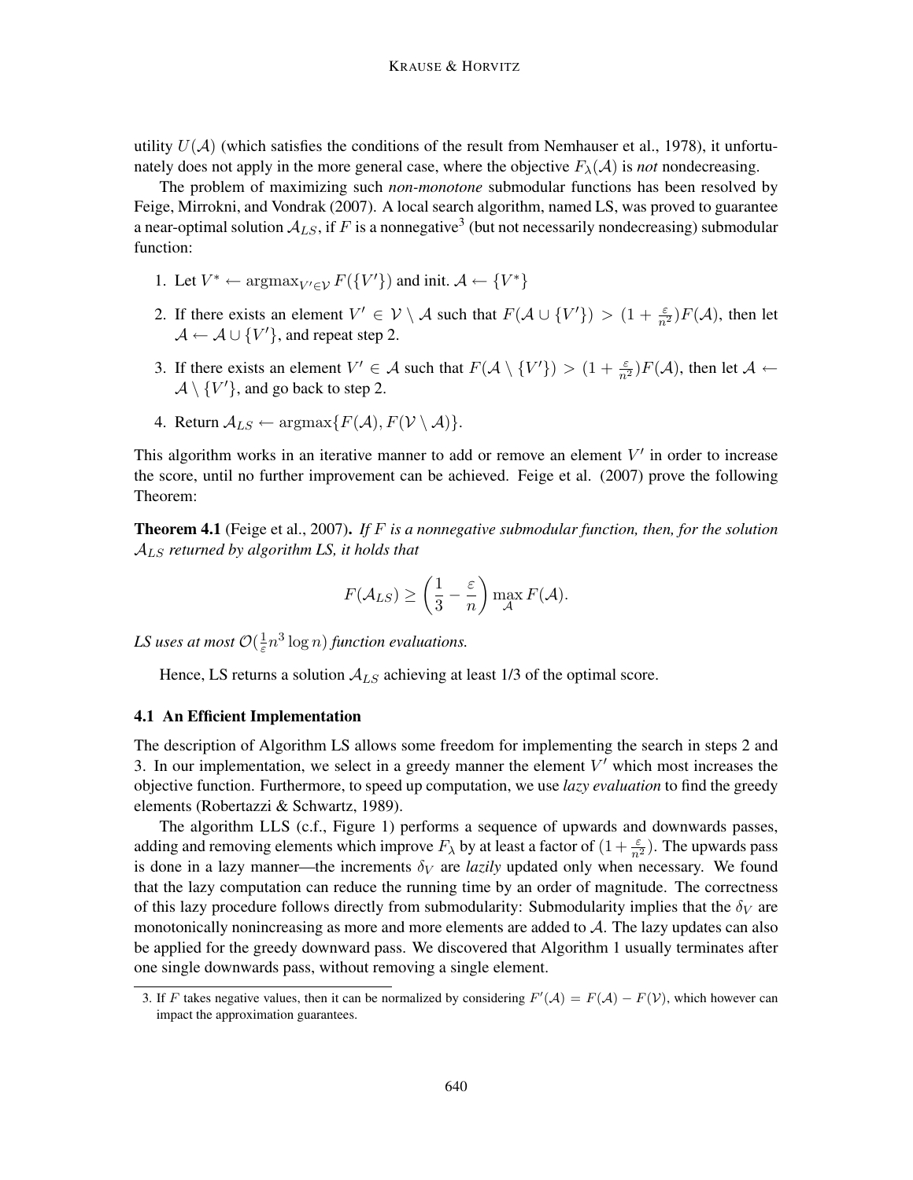utility $U(\mathcal{A})$ (which satisfies the conditions of the result from Nemhauser et al., 1978), it unfortunately does not apply in the more general case, where the objective $F_\lambda(\mathcal{A})$ is *not* nondecreasing.

The problem of maximizing such *non-monotone* submodular functions has been resolved by Feige, Mirrokni, and Vondrak (2007). A local search algorithm, named LS, was proved to guarantee a near-optimal solution $\mathcal{A}_{LS}$, if $F$ is a nonnegative[3] (but not necessarily nondecreasing) submodular function:

1. Let $V^* \leftarrow \operatorname{argmax}_{V' \in \mathcal{V}} F(\{V'\})$ and init. $\mathcal{A} \leftarrow \{V^*\}$
2. If there exists an element $V' \in \mathcal{V} \setminus \mathcal{A}$ such that $F(\mathcal{A} \cup \{V'\}) > (1 + \frac{\varepsilon}{n^2})F(\mathcal{A})$, then let $\mathcal{A} \leftarrow \mathcal{A} \cup \{V'\}$, and repeat step 2.
3. If there exists an element $V' \in \mathcal{A}$ such that $F(\mathcal{A} \setminus \{V'\}) > (1 + \frac{\varepsilon}{n^2})F(\mathcal{A})$, then let $\mathcal{A} \leftarrow \mathcal{A} \setminus \{V'\}$, and go back to step 2.
4. Return $\mathcal{A}_{LS} \leftarrow \operatorname{argmax}\{F(\mathcal{A}), F(\mathcal{V} \setminus \mathcal{A})\}$.

This algorithm works in an iterative manner to add or remove an element $V'$ in order to increase the score, until no further improvement can be achieved. Feige et al. (2007) prove the following Theorem:

**Theorem 4.1** (Feige et al., 2007). *If $F$ is a nonnegative submodular function, then, for the solution $\mathcal{A}_{LS}$ returned by algorithm LS, it holds that*

$$F(\mathcal{A}_{LS}) \geq \left(\frac{1}{3} - \frac{\varepsilon}{n}\right) \max_{\mathcal{A}} F(\mathcal{A}).$$

*LS uses at most $\mathcal{O}(\frac{1}{\varepsilon} n^3 \log n)$ function evaluations.*

Hence, LS returns a solution $\mathcal{A}_{LS}$ achieving at least 1/3 of the optimal score.

### 4.1 An Efficient Implementation

The description of Algorithm LS allows some freedom for implementing the search in steps 2 and 3. In our implementation, we select in a greedy manner the element $V'$ which most increases the objective function. Furthermore, to speed up computation, we use *lazy evaluation* to find the greedy elements (Robertazzi & Schwartz, 1989).

The algorithm LLS (c.f., Figure 1) performs a sequence of upwards and downwards passes, adding and removing elements which improve $F_\lambda$ by at least a factor of $(1 + \frac{\varepsilon}{n^2})$. The upwards pass is done in a lazy manner—the increments $\delta_V$ are *lazily* updated only when necessary. We found that the lazy computation can reduce the running time by an order of magnitude. The correctness of this lazy procedure follows directly from submodularity: Submodularity implies that the $\delta_V$ are monotonically nonincreasing as more and more elements are added to $\mathcal{A}$. The lazy updates can also be applied for the greedy downward pass. We discovered that Algorithm 1 usually terminates after one single downwards pass, without removing a single element.

3. If $F$ takes negative values, then it can be normalized by considering $F'(\mathcal{A}) = F(\mathcal{A}) - F(\mathcal{V})$, which however can impact the approximation guarantees.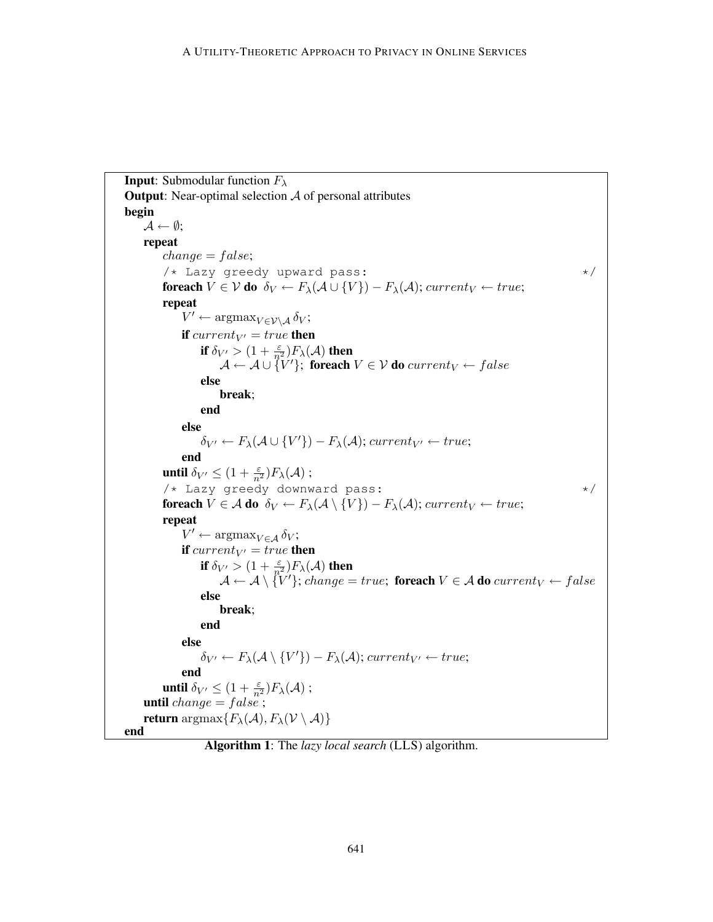```
Input: Submodular function F_λ
Output: Near-optimal selection A of personal attributes
begin
    A ← ∅;
    repeat
        change = false;
        /* Lazy greedy upward pass:                                    */
        foreach V ∈ 𝒱 do  δ_V ← F_λ(A ∪ {V}) − F_λ(A); current_V ← true;
        repeat
            V' ← argmax_{V ∈ 𝒱\A} δ_V;
            if current_{V'} = true then
                if δ_{V'} > (1 + ε/n²) F_λ(A) then
                    A ← A ∪ {V'};  foreach V ∈ 𝒱 do current_V ← false
                else
                    break;
                end
            else
                δ_{V'} ← F_λ(A ∪ {V'}) − F_λ(A); current_{V'} ← true;
            end
        until δ_{V'} ≤ (1 + ε/n²) F_λ(A) ;
        /* Lazy greedy downward pass:                                  */
        foreach V ∈ A do  δ_V ← F_λ(A \ {V}) − F_λ(A); current_V ← true;
        repeat
            V' ← argmax_{V ∈ A} δ_V;
            if current_{V'} = true then
                if δ_{V'} > (1 + ε/n²) F_λ(A) then
                    A ← A \ {V'}; change = true;  foreach V ∈ A do current_V ← false
                else
                    break;
                end
            else
                δ_{V'} ← F_λ(A \ {V'}) − F_λ(A); current_{V'} ← true;
            end
        until δ_{V'} ≤ (1 + ε/n²) F_λ(A) ;
    until change = false ;
    return argmax{F_λ(A), F_λ(𝒱 \ A)}
end
```

**Algorithm 1**: The *lazy local search* (LLS) algorithm.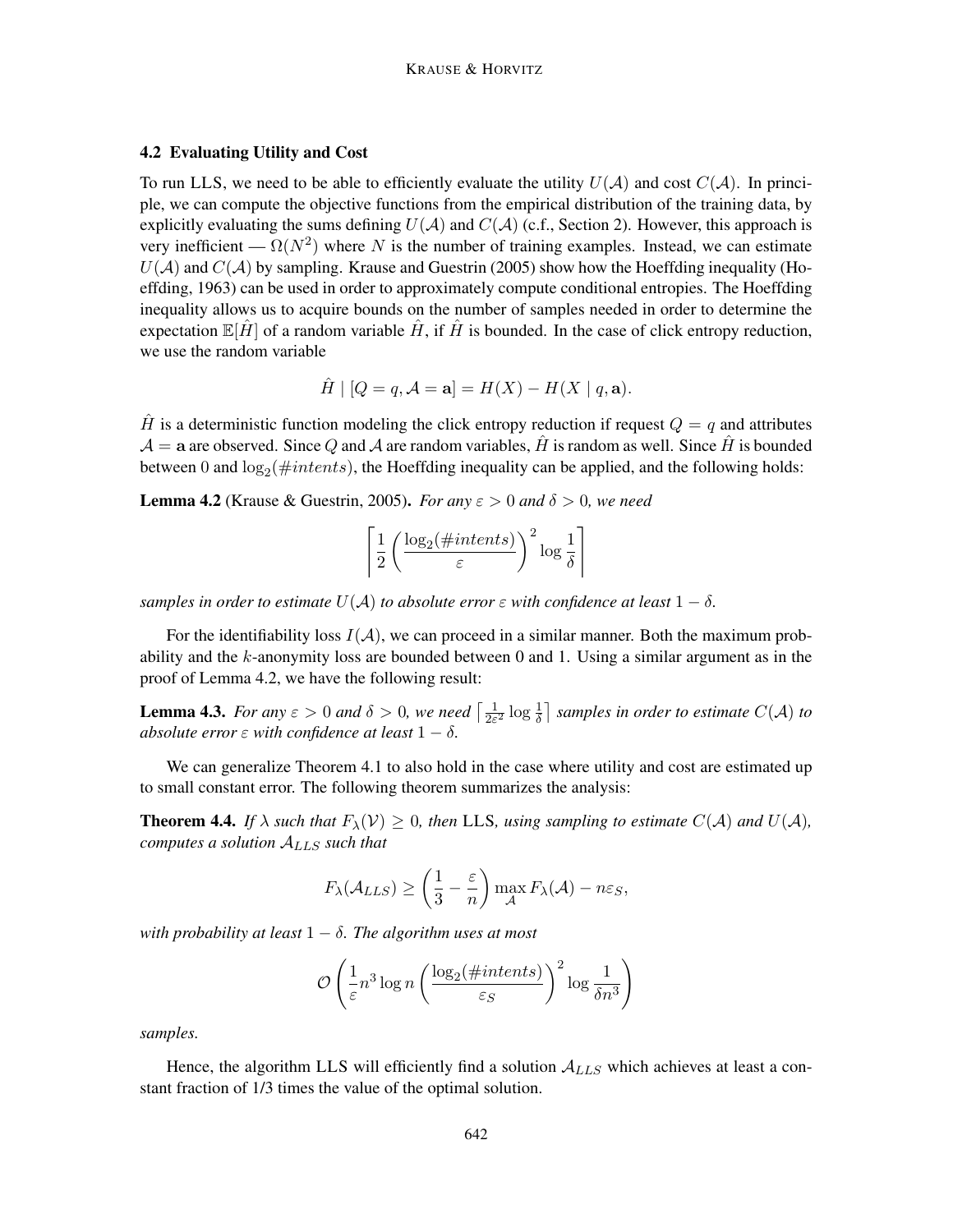### 4.2 Evaluating Utility and Cost

To run LLS, we need to be able to efficiently evaluate the utility $U(\mathcal{A})$ and cost $C(\mathcal{A})$. In principle, we can compute the objective functions from the empirical distribution of the training data, by explicitly evaluating the sums defining $U(\mathcal{A})$ and $C(\mathcal{A})$ (c.f., Section 2). However, this approach is very inefficient — $\Omega(N^2)$ where $N$ is the number of training examples. Instead, we can estimate $U(\mathcal{A})$ and $C(\mathcal{A})$ by sampling. Krause and Guestrin (2005) show how the Hoeffding inequality (Hoeffding, 1963) can be used in order to approximately compute conditional entropies. The Hoeffding inequality allows us to acquire bounds on the number of samples needed in order to determine the expectation $\mathbb{E}[\hat{H}]$ of a random variable $\hat{H}$, if $\hat{H}$ is bounded. In the case of click entropy reduction, we use the random variable

$$\hat{H} \mid [Q = q, \mathcal{A} = \mathbf{a}] = H(X) - H(X \mid q, \mathbf{a}).$$

$\hat{H}$ is a deterministic function modeling the click entropy reduction if request $Q = q$ and attributes $\mathcal{A} = \mathbf{a}$ are observed. Since $Q$ and $\mathcal{A}$ are random variables, $\hat{H}$ is random as well. Since $\hat{H}$ is bounded between 0 and $\log_2(\#intents)$, the Hoeffding inequality can be applied, and the following holds:

**Lemma 4.2** (Krause & Guestrin, 2005)**.** *For any $\varepsilon > 0$ and $\delta > 0$, we need*

$$\left\lceil \frac{1}{2}\left(\frac{\log_2(\#intents)}{\varepsilon}\right)^2 \log\frac{1}{\delta} \right\rceil$$

*samples in order to estimate $U(\mathcal{A})$ to absolute error $\varepsilon$ with confidence at least $1 - \delta$.*

For the identifiability loss $I(\mathcal{A})$, we can proceed in a similar manner. Both the maximum probability and the $k$-anonymity loss are bounded between 0 and 1. Using a similar argument as in the proof of Lemma 4.2, we have the following result:

**Lemma 4.3.** *For any $\varepsilon > 0$ and $\delta > 0$, we need $\left\lceil \frac{1}{2\varepsilon^2} \log\frac{1}{\delta} \right\rceil$ samples in order to estimate $C(\mathcal{A})$ to absolute error $\varepsilon$ with confidence at least $1 - \delta$.*

We can generalize Theorem 4.1 to also hold in the case where utility and cost are estimated up to small constant error. The following theorem summarizes the analysis:

**Theorem 4.4.** *If $\lambda$ such that $F_\lambda(\mathcal{V}) \geq 0$, then* LLS*, using sampling to estimate $C(\mathcal{A})$ and $U(\mathcal{A})$, computes a solution $\mathcal{A}_{LLS}$ such that*

$$F_\lambda(\mathcal{A}_{LLS}) \geq \left(\frac{1}{3} - \frac{\varepsilon}{n}\right) \max_{\mathcal{A}} F_\lambda(\mathcal{A}) - n\varepsilon_S,$$

*with probability at least $1 - \delta$. The algorithm uses at most*

$$\mathcal{O}\left(\frac{1}{\varepsilon} n^3 \log n \left(\frac{\log_2(\#intents)}{\varepsilon_S}\right)^2 \log\frac{1}{\delta n^3}\right)$$

*samples.*

Hence, the algorithm LLS will efficiently find a solution $\mathcal{A}_{LLS}$ which achieves at least a constant fraction of 1/3 times the value of the optimal solution.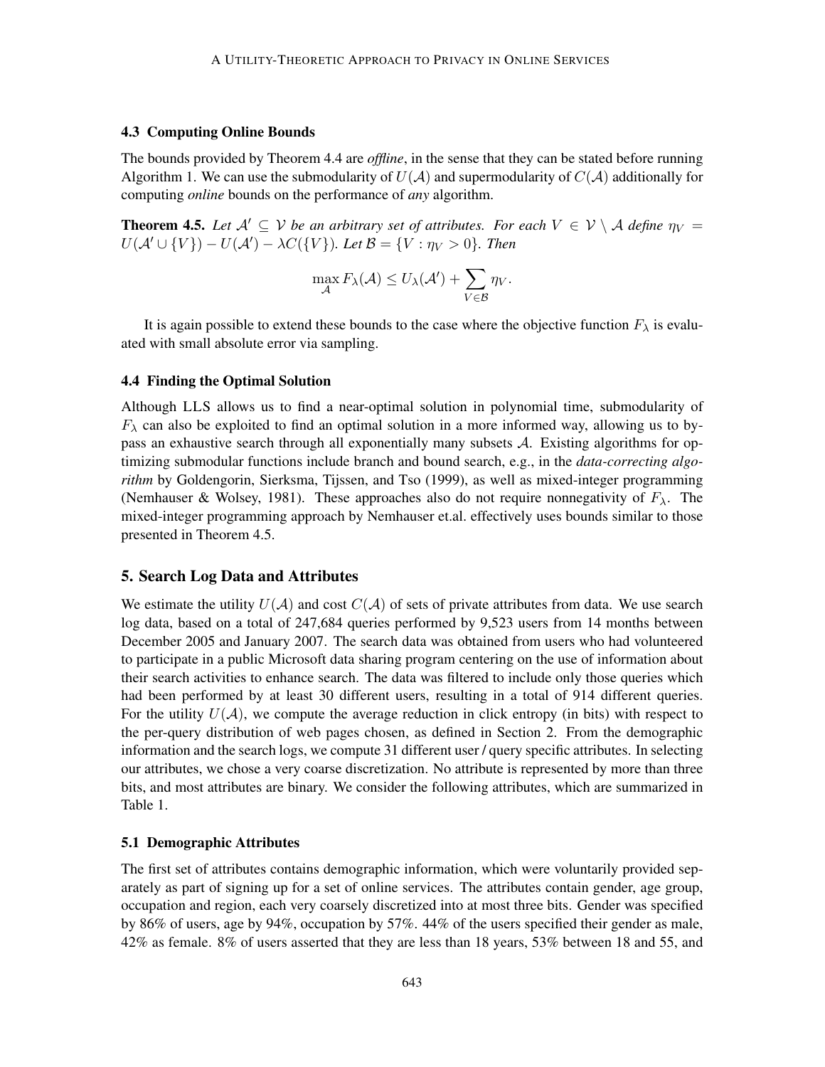### 4.3 Computing Online Bounds

The bounds provided by Theorem 4.4 are *offline*, in the sense that they can be stated before running Algorithm 1. We can use the submodularity of $U(\mathcal{A})$ and supermodularity of $C(\mathcal{A})$ additionally for computing *online* bounds on the performance of *any* algorithm.

**Theorem 4.5.** *Let $\mathcal{A}' \subseteq \mathcal{V}$ be an arbitrary set of attributes. For each $V \in \mathcal{V} \setminus \mathcal{A}$ define $\eta_V = U(\mathcal{A}' \cup \{V\}) - U(\mathcal{A}') - \lambda C(\{V\})$. Let $\mathcal{B} = \{V : \eta_V > 0\}$. Then*

$$\max_{\mathcal{A}} F_\lambda(\mathcal{A}) \leq U_\lambda(\mathcal{A}') + \sum_{V \in \mathcal{B}} \eta_V.$$

It is again possible to extend these bounds to the case where the objective function $F_\lambda$ is evaluated with small absolute error via sampling.

### 4.4 Finding the Optimal Solution

Although LLS allows us to find a near-optimal solution in polynomial time, submodularity of $F_\lambda$ can also be exploited to find an optimal solution in a more informed way, allowing us to bypass an exhaustive search through all exponentially many subsets $\mathcal{A}$. Existing algorithms for optimizing submodular functions include branch and bound search, e.g., in the *data-correcting algorithm* by Goldengorin, Sierksma, Tijssen, and Tso (1999), as well as mixed-integer programming (Nemhauser & Wolsey, 1981). These approaches also do not require nonnegativity of $F_\lambda$. The mixed-integer programming approach by Nemhauser et.al. effectively uses bounds similar to those presented in Theorem 4.5.

## 5. Search Log Data and Attributes

We estimate the utility $U(\mathcal{A})$ and cost $C(\mathcal{A})$ of sets of private attributes from data. We use search log data, based on a total of 247,684 queries performed by 9,523 users from 14 months between December 2005 and January 2007. The search data was obtained from users who had volunteered to participate in a public Microsoft data sharing program centering on the use of information about their search activities to enhance search. The data was filtered to include only those queries which had been performed by at least 30 different users, resulting in a total of 914 different queries. For the utility $U(\mathcal{A})$, we compute the average reduction in click entropy (in bits) with respect to the per-query distribution of web pages chosen, as defined in Section 2. From the demographic information and the search logs, we compute 31 different user / query specific attributes. In selecting our attributes, we chose a very coarse discretization. No attribute is represented by more than three bits, and most attributes are binary. We consider the following attributes, which are summarized in Table 1.

### 5.1 Demographic Attributes

The first set of attributes contains demographic information, which were voluntarily provided separately as part of signing up for a set of online services. The attributes contain gender, age group, occupation and region, each very coarsely discretized into at most three bits. Gender was specified by 86% of users, age by 94%, occupation by 57%. 44% of the users specified their gender as male, 42% as female. 8% of users asserted that they are less than 18 years, 53% between 18 and 55, and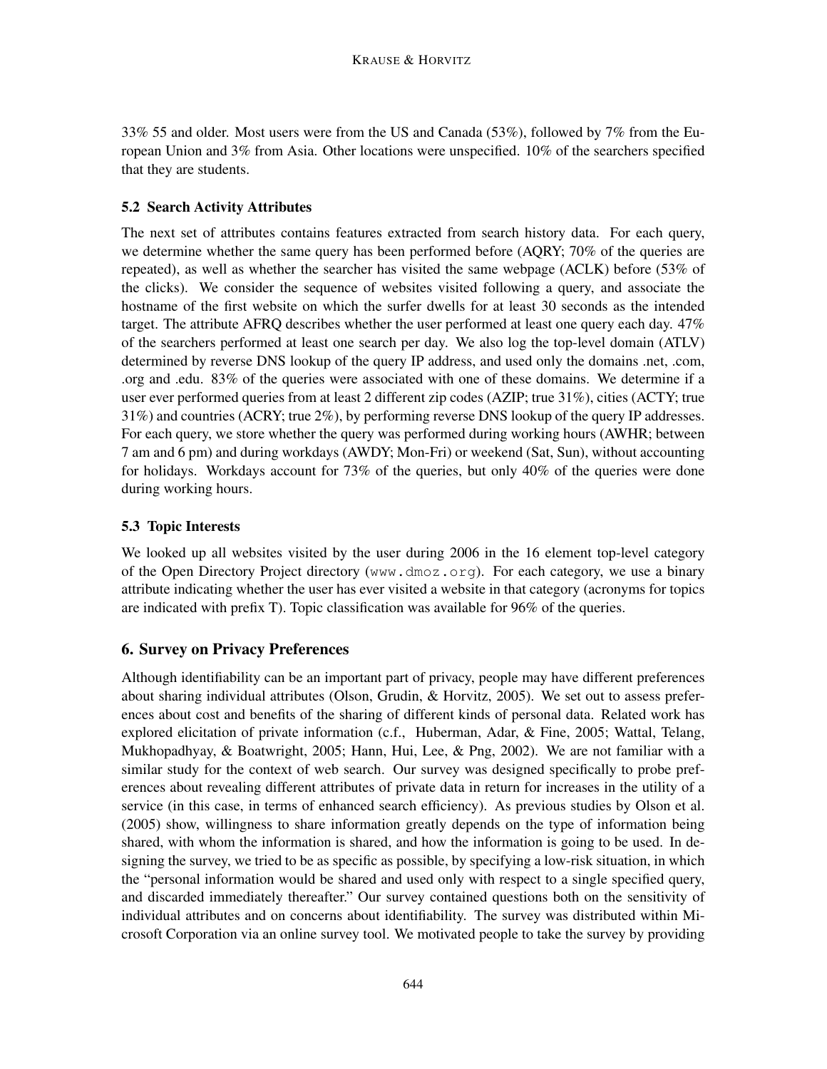33% 55 and older. Most users were from the US and Canada (53%), followed by 7% from the European Union and 3% from Asia. Other locations were unspecified. 10% of the searchers specified that they are students.

### 5.2 Search Activity Attributes

The next set of attributes contains features extracted from search history data. For each query, we determine whether the same query has been performed before (AQRY; 70% of the queries are repeated), as well as whether the searcher has visited the same webpage (ACLK) before (53% of the clicks). We consider the sequence of websites visited following a query, and associate the hostname of the first website on which the surfer dwells for at least 30 seconds as the intended target. The attribute AFRQ describes whether the user performed at least one query each day. 47% of the searchers performed at least one search per day. We also log the top-level domain (ATLV) determined by reverse DNS lookup of the query IP address, and used only the domains .net, .com, .org and .edu. 83% of the queries were associated with one of these domains. We determine if a user ever performed queries from at least 2 different zip codes (AZIP; true 31%), cities (ACTY; true 31%) and countries (ACRY; true 2%), by performing reverse DNS lookup of the query IP addresses. For each query, we store whether the query was performed during working hours (AWHR; between 7 am and 6 pm) and during workdays (AWDY; Mon-Fri) or weekend (Sat, Sun), without accounting for holidays. Workdays account for 73% of the queries, but only 40% of the queries were done during working hours.

### 5.3 Topic Interests

We looked up all websites visited by the user during 2006 in the 16 element top-level category of the Open Directory Project directory (`www.dmoz.org`). For each category, we use a binary attribute indicating whether the user has ever visited a website in that category (acronyms for topics are indicated with prefix T). Topic classification was available for 96% of the queries.

## 6. Survey on Privacy Preferences

Although identifiability can be an important part of privacy, people may have different preferences about sharing individual attributes (Olson, Grudin, & Horvitz, 2005). We set out to assess preferences about cost and benefits of the sharing of different kinds of personal data. Related work has explored elicitation of private information (c.f., Huberman, Adar, & Fine, 2005; Wattal, Telang, Mukhopadhyay, & Boatwright, 2005; Hann, Hui, Lee, & Png, 2002). We are not familiar with a similar study for the context of web search. Our survey was designed specifically to probe preferences about revealing different attributes of private data in return for increases in the utility of a service (in this case, in terms of enhanced search efficiency). As previous studies by Olson et al. (2005) show, willingness to share information greatly depends on the type of information being shared, with whom the information is shared, and how the information is going to be used. In designing the survey, we tried to be as specific as possible, by specifying a low-risk situation, in which the "personal information would be shared and used only with respect to a single specified query, and discarded immediately thereafter." Our survey contained questions both on the sensitivity of individual attributes and on concerns about identifiability. The survey was distributed within Microsoft Corporation via an online survey tool. We motivated people to take the survey by providing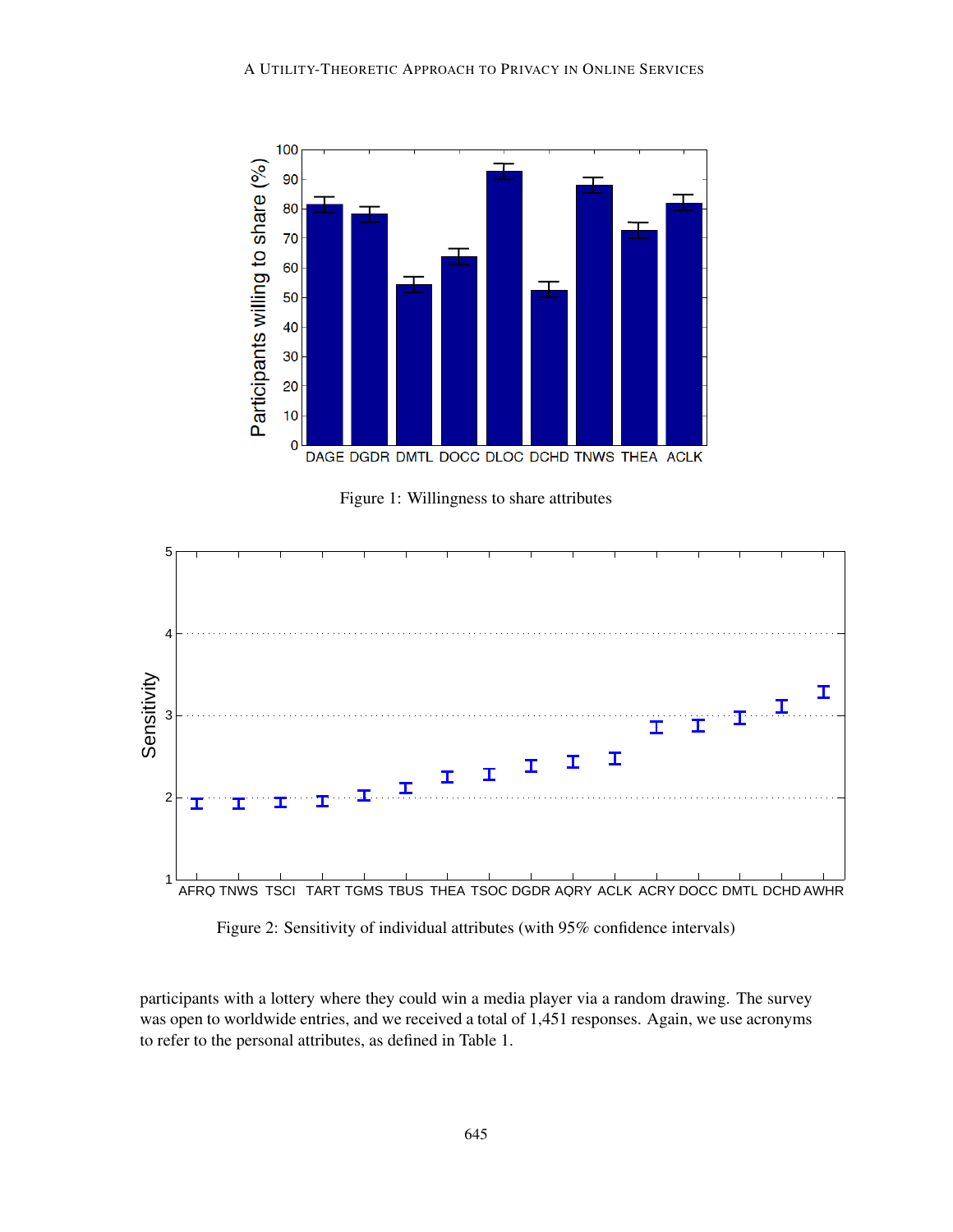Participants willing to share (%)

100
90
80
70
60
50
40
30
20
10
0

DAGE DGDR DMTL DOCC DLOC DCHD TNWS THEA ACLK

Figure 1: Willingness to share attributes

Sensitivity

5
4
3
2
1

AFRQ TNWS TSCI TART TGMS TBUS THEA TSOC DGDR AQRY ACLK ACRY DOCC DMTL DCHD AWHR

Figure 2: Sensitivity of individual attributes (with 95% confidence intervals)

participants with a lottery where they could win a media player via a random drawing. The survey was open to worldwide entries, and we received a total of 1,451 responses. Again, we use acronyms to refer to the personal attributes, as defined in Table 1.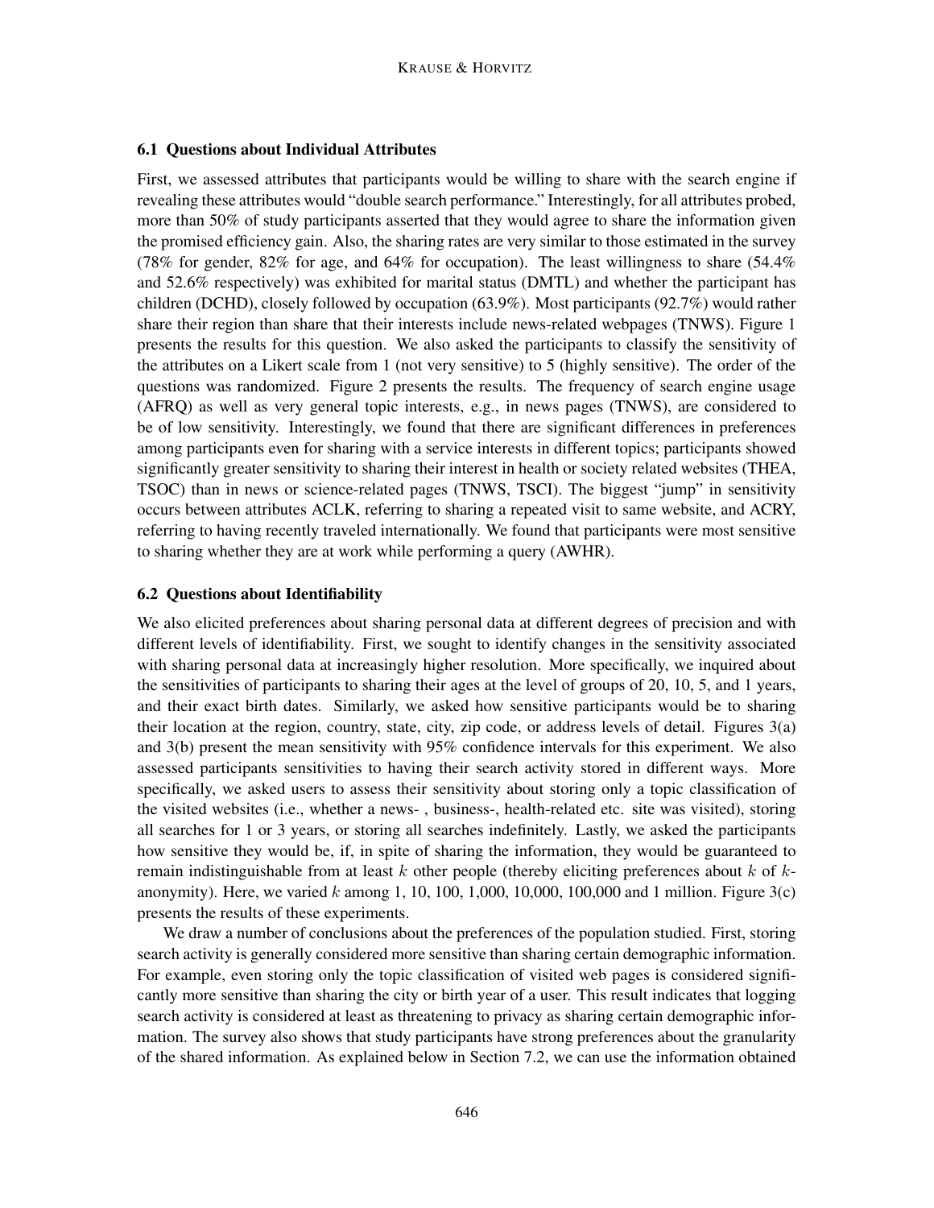### 6.1 Questions about Individual Attributes

First, we assessed attributes that participants would be willing to share with the search engine if revealing these attributes would "double search performance." Interestingly, for all attributes probed, more than 50% of study participants asserted that they would agree to share the information given the promised efficiency gain. Also, the sharing rates are very similar to those estimated in the survey (78% for gender, 82% for age, and 64% for occupation). The least willingness to share (54.4% and 52.6% respectively) was exhibited for marital status (DMTL) and whether the participant has children (DCHD), closely followed by occupation (63.9%). Most participants (92.7%) would rather share their region than share that their interests include news-related webpages (TNWS). Figure 1 presents the results for this question. We also asked the participants to classify the sensitivity of the attributes on a Likert scale from 1 (not very sensitive) to 5 (highly sensitive). The order of the questions was randomized. Figure 2 presents the results. The frequency of search engine usage (AFRQ) as well as very general topic interests, e.g., in news pages (TNWS), are considered to be of low sensitivity. Interestingly, we found that there are significant differences in preferences among participants even for sharing with a service interests in different topics; participants showed significantly greater sensitivity to sharing their interest in health or society related websites (THEA, TSOC) than in news or science-related pages (TNWS, TSCI). The biggest "jump" in sensitivity occurs between attributes ACLK, referring to sharing a repeated visit to same website, and ACRY, referring to having recently traveled internationally. We found that participants were most sensitive to sharing whether they are at work while performing a query (AWHR).

### 6.2 Questions about Identifiability

We also elicited preferences about sharing personal data at different degrees of precision and with different levels of identifiability. First, we sought to identify changes in the sensitivity associated with sharing personal data at increasingly higher resolution. More specifically, we inquired about the sensitivities of participants to sharing their ages at the level of groups of 20, 10, 5, and 1 years, and their exact birth dates. Similarly, we asked how sensitive participants would be to sharing their location at the region, country, state, city, zip code, or address levels of detail. Figures 3(a) and 3(b) present the mean sensitivity with 95% confidence intervals for this experiment. We also assessed participants sensitivities to having their search activity stored in different ways. More specifically, we asked users to assess their sensitivity about storing only a topic classification of the visited websites (i.e., whether a news- , business-, health-related etc. site was visited), storing all searches for 1 or 3 years, or storing all searches indefinitely. Lastly, we asked the participants how sensitive they would be, if, in spite of sharing the information, they would be guaranteed to remain indistinguishable from at least $k$ other people (thereby eliciting preferences about $k$ of $k$-anonymity). Here, we varied $k$ among 1, 10, 100, 1,000, 10,000, 100,000 and 1 million. Figure 3(c) presents the results of these experiments.

We draw a number of conclusions about the preferences of the population studied. First, storing search activity is generally considered more sensitive than sharing certain demographic information. For example, even storing only the topic classification of visited web pages is considered significantly more sensitive than sharing the city or birth year of a user. This result indicates that logging search activity is considered at least as threatening to privacy as sharing certain demographic information. The survey also shows that study participants have strong preferences about the granularity of the shared information. As explained below in Section 7.2, we can use the information obtained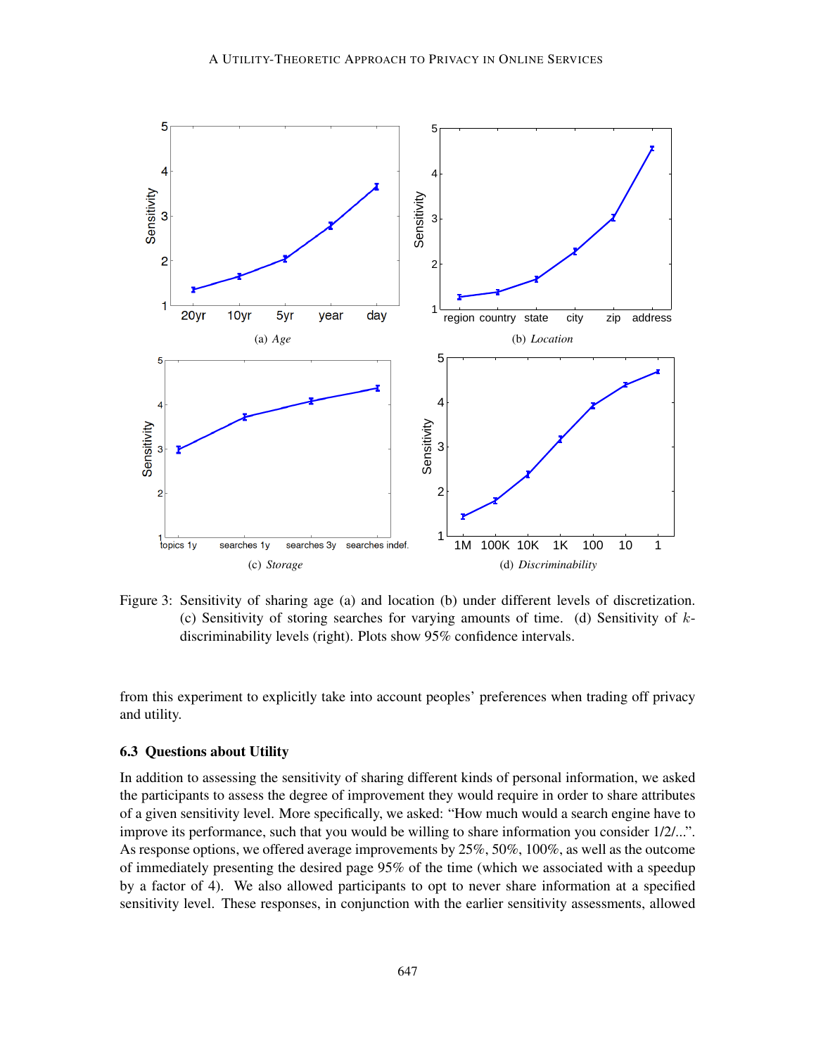Sensitivity
5
4
3
2
1
20yr 10yr 5yr year day

(a) *Age*

Sensitivity
5
4
3
2
1
region country state city zip address

(b) *Location*

Sensitivity
5
4
3
2
1
topics 1y searches 1y searches 3y searches indef.

(c) *Storage*

Sensitivity
5
4
3
2
1
1M 100K 10K 1K 100 10 1

(d) *Discriminability*

Figure 3: Sensitivity of sharing age (a) and location (b) under different levels of discretization. (c) Sensitivity of storing searches for varying amounts of time. (d) Sensitivity of $k$-discriminability levels (right). Plots show 95% confidence intervals.

from this experiment to explicitly take into account peoples' preferences when trading off privacy and utility.

### 6.3 Questions about Utility

In addition to assessing the sensitivity of sharing different kinds of personal information, we asked the participants to assess the degree of improvement they would require in order to share attributes of a given sensitivity level. More specifically, we asked: "How much would a search engine have to improve its performance, such that you would be willing to share information you consider 1/2/...". As response options, we offered average improvements by 25%, 50%, 100%, as well as the outcome of immediately presenting the desired page 95% of the time (which we associated with a speedup by a factor of 4). We also allowed participants to opt to never share information at a specified sensitivity level. These responses, in conjunction with the earlier sensitivity assessments, allowed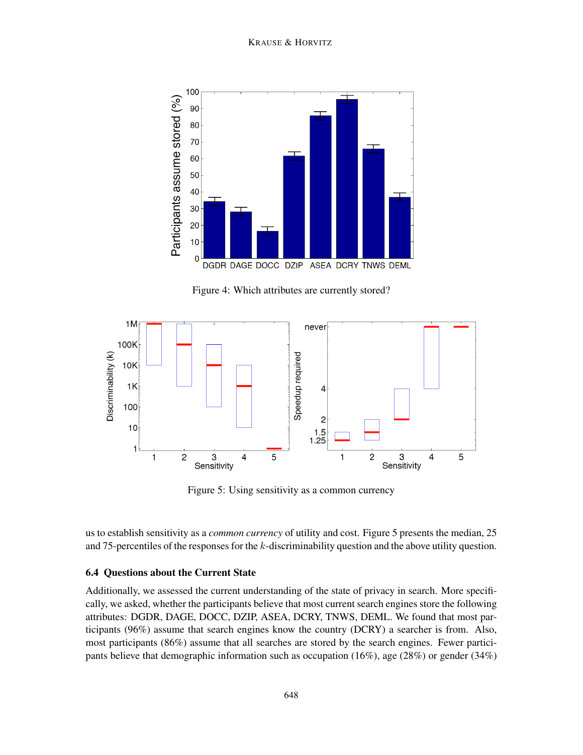Figure 4: Which attributes are currently stored?

Figure 5: Using sensitivity as a common currency

us to establish sensitivity as a *common currency* of utility and cost. Figure 5 presents the median, 25 and 75-percentiles of the responses for the $k$-discriminability question and the above utility question.

### 6.4 Questions about the Current State

Additionally, we assessed the current understanding of the state of privacy in search. More specifically, we asked, whether the participants believe that most current search engines store the following attributes: DGDR, DAGE, DOCC, DZIP, ASEA, DCRY, TNWS, DEML. We found that most participants (96%) assume that search engines know the country (DCRY) a searcher is from. Also, most participants (86%) assume that all searches are stored by the search engines. Fewer participants believe that demographic information such as occupation (16%), age (28%) or gender (34%)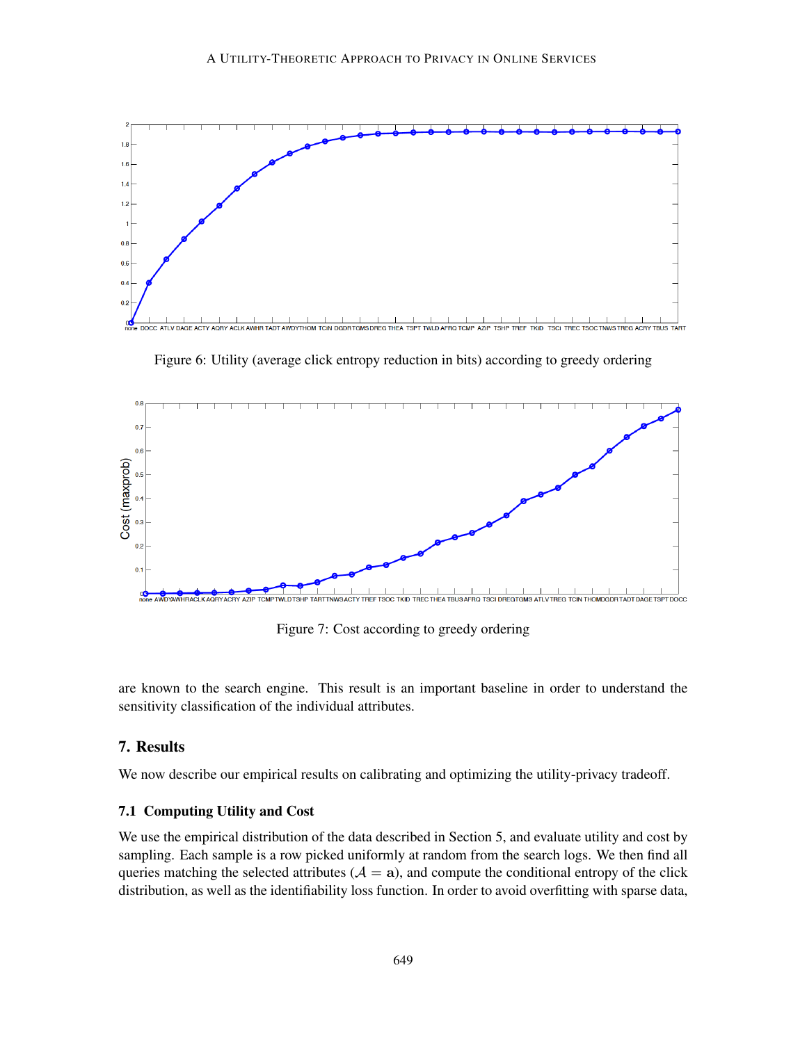2
1.8
1.6
1.4
1.2
1
0.8
0.6
0.4
0.2
0

none DOCC ATLV DAGE ACTY AQRY ACLK AWHR TADT AWDYTHOM TCIN DGDR TGMS DREG THEA TSPT TWLD AFRQ TCMP AZIP TSHP TREF TKID TSCI TREC TSOC TNWS TREG ACRY TBUS TART

Figure 6: Utility (average click entropy reduction in bits) according to greedy ordering

Cost (maxprob)

0.8
0.7
0.6
0.5
0.4
0.3
0.2
0.1
0

none AWDYAWHRACLKAQRYACRY AZIP TCMPTWLDTSHP TARTTNWSACTY TREF TSOC TKID TREC THEA TBUS AFRQ TSCI DREGTGMS ATLV TREG TCIN THOMDGDR TADT DAGE TSPT DOCC

Figure 7: Cost according to greedy ordering

are known to the search engine. This result is an important baseline in order to understand the sensitivity classification of the individual attributes.

## 7. Results

We now describe our empirical results on calibrating and optimizing the utility-privacy tradeoff.

### 7.1 Computing Utility and Cost

We use the empirical distribution of the data described in Section 5, and evaluate utility and cost by sampling. Each sample is a row picked uniformly at random from the search logs. We then find all queries matching the selected attributes ($\mathcal{A} = \mathbf{a}$), and compute the conditional entropy of the click distribution, as well as the identifiability loss function. In order to avoid overfitting with sparse data,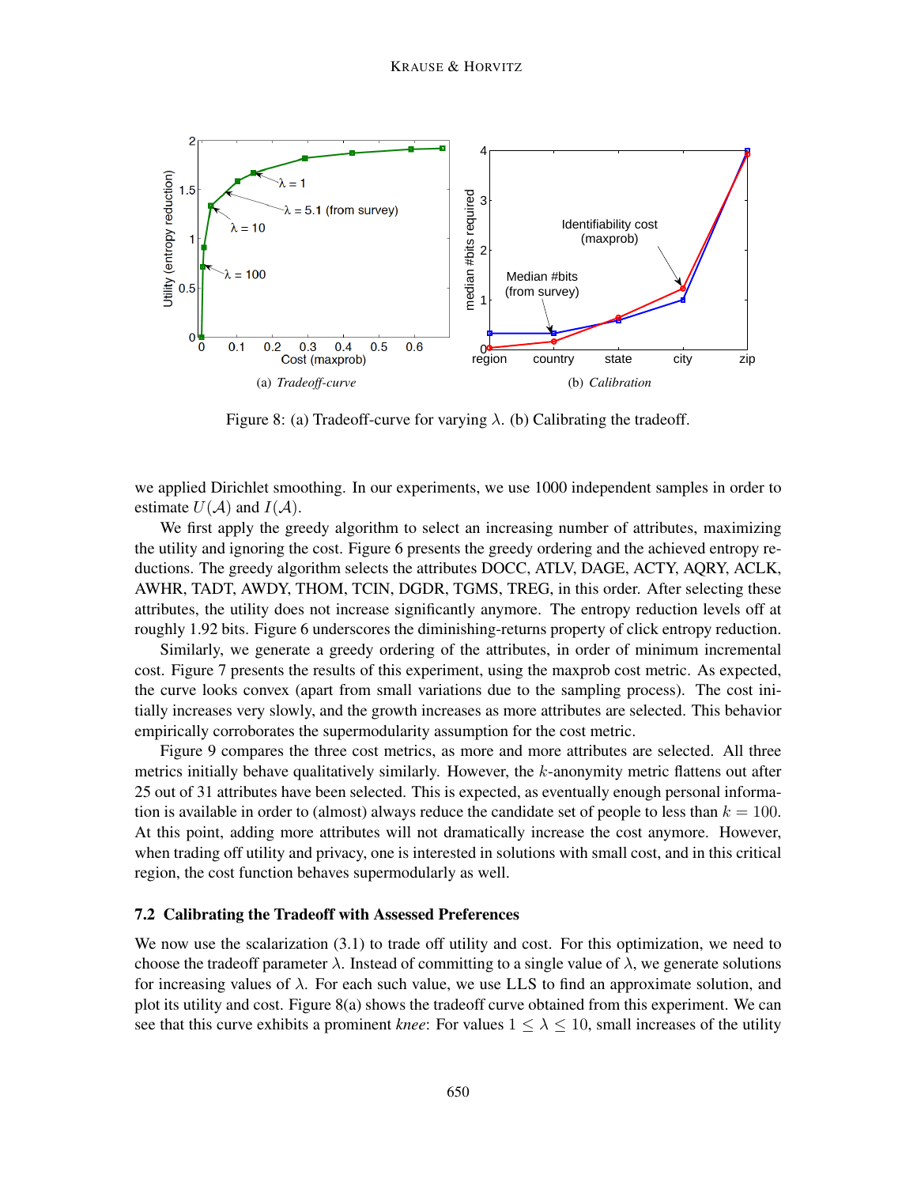2
1.5
1
0.5
0
0
0.1
0.2
0.3
0.4
0.5
0.6
Utility (entropy reduction)
Cost (maxprob)
λ = 1
λ = 5.1 (from survey)
λ = 10
λ = 100

(a) *Tradeoff-curve*

4
3
2
1
0
median #bits required
region
country
state
city
zip
Identifiability cost (maxprob)
Median #bits (from survey)

(b) *Calibration*

Figure 8: (a) Tradeoff-curve for varying $\lambda$. (b) Calibrating the tradeoff.

we applied Dirichlet smoothing. In our experiments, we use 1000 independent samples in order to estimate $U(\mathcal{A})$ and $I(\mathcal{A})$.

We first apply the greedy algorithm to select an increasing number of attributes, maximizing the utility and ignoring the cost. Figure 6 presents the greedy ordering and the achieved entropy reductions. The greedy algorithm selects the attributes DOCC, ATLV, DAGE, ACTY, AQRY, ACLK, AWHR, TADT, AWDY, THOM, TCIN, DGDR, TGMS, TREG, in this order. After selecting these attributes, the utility does not increase significantly anymore. The entropy reduction levels off at roughly 1.92 bits. Figure 6 underscores the diminishing-returns property of click entropy reduction.

Similarly, we generate a greedy ordering of the attributes, in order of minimum incremental cost. Figure 7 presents the results of this experiment, using the maxprob cost metric. As expected, the curve looks convex (apart from small variations due to the sampling process). The cost initially increases very slowly, and the growth increases as more attributes are selected. This behavior empirically corroborates the supermodularity assumption for the cost metric.

Figure 9 compares the three cost metrics, as more and more attributes are selected. All three metrics initially behave qualitatively similarly. However, the $k$-anonymity metric flattens out after 25 out of 31 attributes have been selected. This is expected, as eventually enough personal information is available in order to (almost) always reduce the candidate set of people to less than $k = 100$. At this point, adding more attributes will not dramatically increase the cost anymore. However, when trading off utility and privacy, one is interested in solutions with small cost, and in this critical region, the cost function behaves supermodularly as well.

### 7.2 Calibrating the Tradeoff with Assessed Preferences

We now use the scalarization (3.1) to trade off utility and cost. For this optimization, we need to choose the tradeoff parameter $\lambda$. Instead of committing to a single value of $\lambda$, we generate solutions for increasing values of $\lambda$. For each such value, we use LLS to find an approximate solution, and plot its utility and cost. Figure 8(a) shows the tradeoff curve obtained from this experiment. We can see that this curve exhibits a prominent *knee*: For values $1 \leq \lambda \leq 10$, small increases of the utility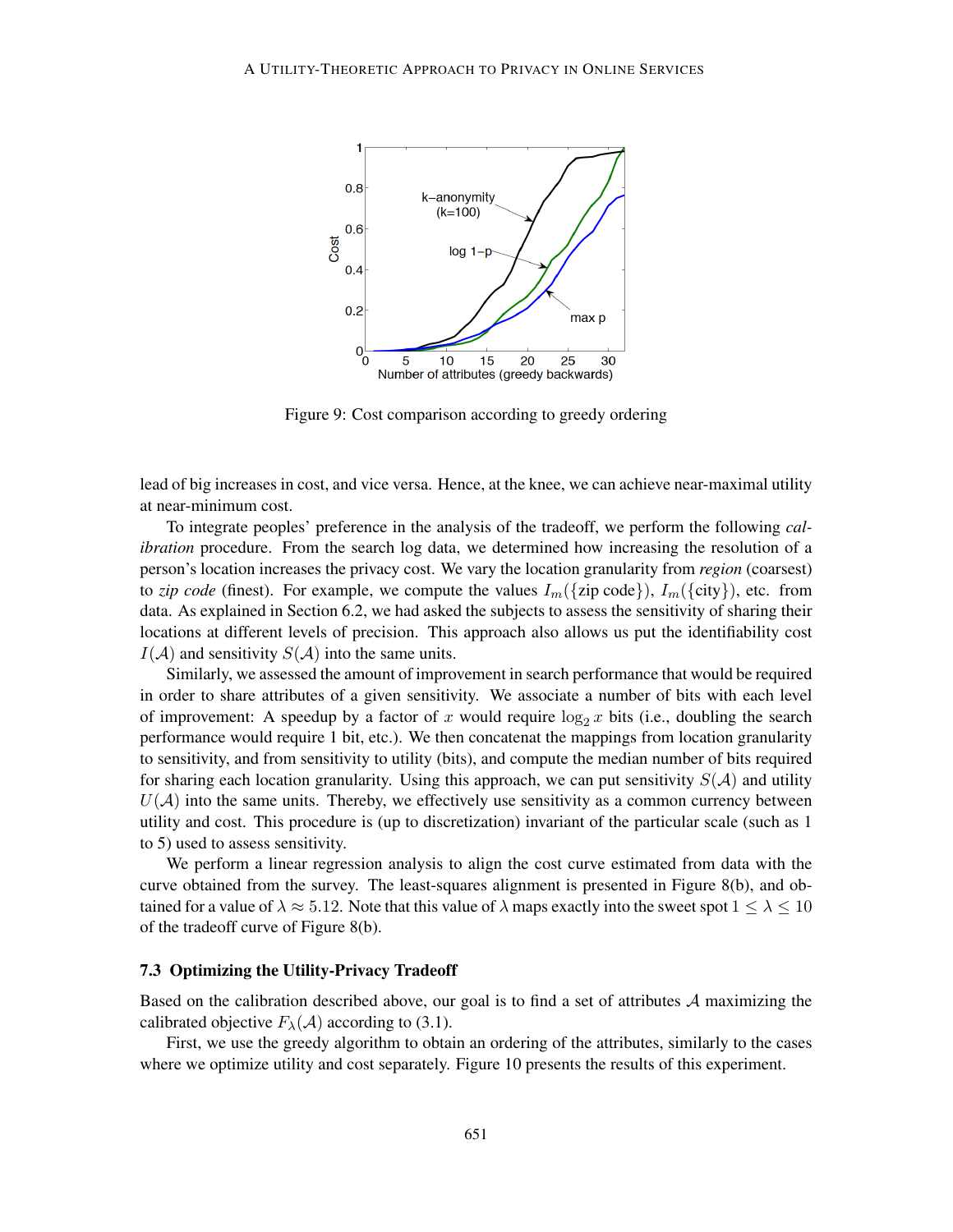Cost

1

0.8

0.6

0.4

0.2

0

0 5 10 15 20 25 30

Number of attributes (greedy backwards)

k–anonymity (k=100)

log 1–p

max p

Figure 9: Cost comparison according to greedy ordering

lead of big increases in cost, and vice versa. Hence, at the knee, we can achieve near-maximal utility at near-minimum cost.

To integrate peoples' preference in the analysis of the tradeoff, we perform the following *calibration* procedure. From the search log data, we determined how increasing the resolution of a person's location increases the privacy cost. We vary the location granularity from *region* (coarsest) to *zip code* (finest). For example, we compute the values $I_m(\{\text{zip code}\})$, $I_m(\{\text{city}\})$, etc. from data. As explained in Section 6.2, we had asked the subjects to assess the sensitivity of sharing their locations at different levels of precision. This approach also allows us put the identifiability cost $I(\mathcal{A})$ and sensitivity $S(\mathcal{A})$ into the same units.

Similarly, we assessed the amount of improvement in search performance that would be required in order to share attributes of a given sensitivity. We associate a number of bits with each level of improvement: A speedup by a factor of $x$ would require $\log_2 x$ bits (i.e., doubling the search performance would require 1 bit, etc.). We then concatenat the mappings from location granularity to sensitivity, and from sensitivity to utility (bits), and compute the median number of bits required for sharing each location granularity. Using this approach, we can put sensitivity $S(\mathcal{A})$ and utility $U(\mathcal{A})$ into the same units. Thereby, we effectively use sensitivity as a common currency between utility and cost. This procedure is (up to discretization) invariant of the particular scale (such as 1 to 5) used to assess sensitivity.

We perform a linear regression analysis to align the cost curve estimated from data with the curve obtained from the survey. The least-squares alignment is presented in Figure 8(b), and obtained for a value of $\lambda \approx 5.12$. Note that this value of $\lambda$ maps exactly into the sweet spot $1 \leq \lambda \leq 10$ of the tradeoff curve of Figure 8(b).

### 7.3 Optimizing the Utility-Privacy Tradeoff

Based on the calibration described above, our goal is to find a set of attributes $\mathcal{A}$ maximizing the calibrated objective $F_\lambda(\mathcal{A})$ according to (3.1).

First, we use the greedy algorithm to obtain an ordering of the attributes, similarly to the cases where we optimize utility and cost separately. Figure 10 presents the results of this experiment.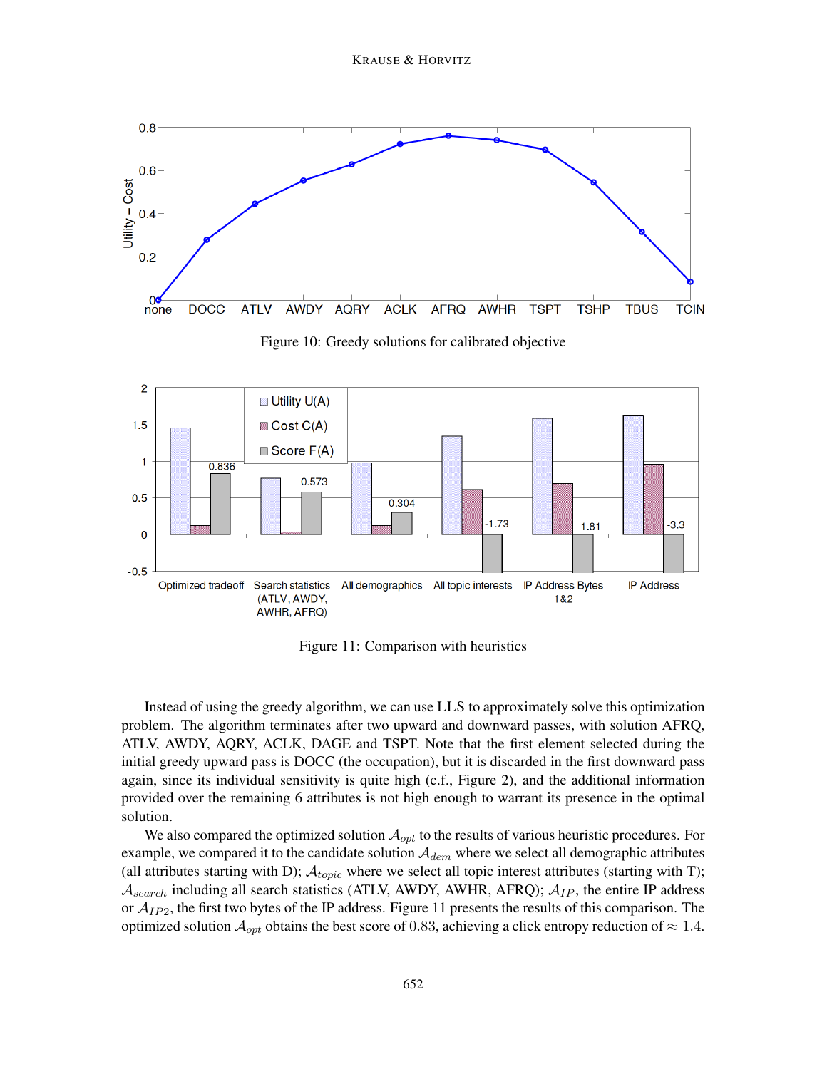0.8
0.6
0.4
0.2
0
Utility – Cost
none DOCC ATLV AWDY AQRY ACLK AFRQ AWHR TSPT TSHP TBUS TCIN

Figure 10: Greedy solutions for calibrated objective

2
1.5
1
0.5
0
-0.5
Utility U(A)
Cost C(A)
Score F(A)
0.836
0.573
0.304
-1.73
-1.81
-3.3
Optimized tradeoff
Search statistics (ATLV, AWDY, AWHR, AFRQ)
All demographics
All topic interests
IP Address Bytes 1&2
IP Address

Figure 11: Comparison with heuristics

Instead of using the greedy algorithm, we can use LLS to approximately solve this optimization problem. The algorithm terminates after two upward and downward passes, with solution AFRQ, ATLV, AWDY, AQRY, ACLK, DAGE and TSPT. Note that the first element selected during the initial greedy upward pass is DOCC (the occupation), but it is discarded in the first downward pass again, since its individual sensitivity is quite high (c.f., Figure 2), and the additional information provided over the remaining 6 attributes is not high enough to warrant its presence in the optimal solution.

We also compared the optimized solution $\mathcal{A}_{opt}$ to the results of various heuristic procedures. For example, we compared it to the candidate solution $\mathcal{A}_{dem}$ where we select all demographic attributes (all attributes starting with D); $\mathcal{A}_{topic}$ where we select all topic interest attributes (starting with T); $\mathcal{A}_{search}$ including all search statistics (ATLV, AWDY, AWHR, AFRQ); $\mathcal{A}_{IP}$, the entire IP address or $\mathcal{A}_{IP2}$, the first two bytes of the IP address. Figure 11 presents the results of this comparison. The optimized solution $\mathcal{A}_{opt}$ obtains the best score of $0.83$, achieving a click entropy reduction of $\approx 1.4$.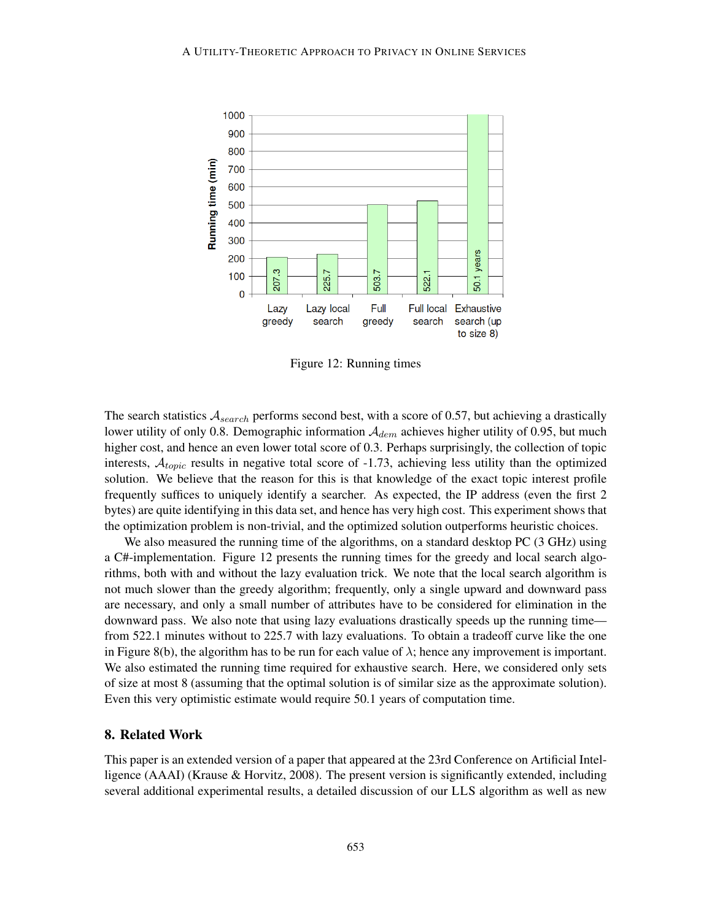Running time (min)

1000
900
800
700
600
500
400
300
200
100
0

207.3
225.7
503.7
522.1
50.1 years

Lazy greedy
Lazy local search
Full greedy
Full local search
Exhaustive search (up to size 8)

Figure 12: Running times

The search statistics $\mathcal{A}_{search}$ performs second best, with a score of 0.57, but achieving a drastically lower utility of only 0.8. Demographic information $\mathcal{A}_{dem}$ achieves higher utility of 0.95, but much higher cost, and hence an even lower total score of 0.3. Perhaps surprisingly, the collection of topic interests, $\mathcal{A}_{topic}$ results in negative total score of -1.73, achieving less utility than the optimized solution. We believe that the reason for this is that knowledge of the exact topic interest profile frequently suffices to uniquely identify a searcher. As expected, the IP address (even the first 2 bytes) are quite identifying in this data set, and hence has very high cost. This experiment shows that the optimization problem is non-trivial, and the optimized solution outperforms heuristic choices.

We also measured the running time of the algorithms, on a standard desktop PC (3 GHz) using a C#-implementation. Figure 12 presents the running times for the greedy and local search algorithms, both with and without the lazy evaluation trick. We note that the local search algorithm is not much slower than the greedy algorithm; frequently, only a single upward and downward pass are necessary, and only a small number of attributes have to be considered for elimination in the downward pass. We also note that using lazy evaluations drastically speeds up the running time—from 522.1 minutes without to 225.7 with lazy evaluations. To obtain a tradeoff curve like the one in Figure 8(b), the algorithm has to be run for each value of $\lambda$; hence any improvement is important. We also estimated the running time required for exhaustive search. Here, we considered only sets of size at most 8 (assuming that the optimal solution is of similar size as the approximate solution). Even this very optimistic estimate would require 50.1 years of computation time.

## 8. Related Work

This paper is an extended version of a paper that appeared at the 23rd Conference on Artificial Intelligence (AAAI) (Krause & Horvitz, 2008). The present version is significantly extended, including several additional experimental results, a detailed discussion of our LLS algorithm as well as new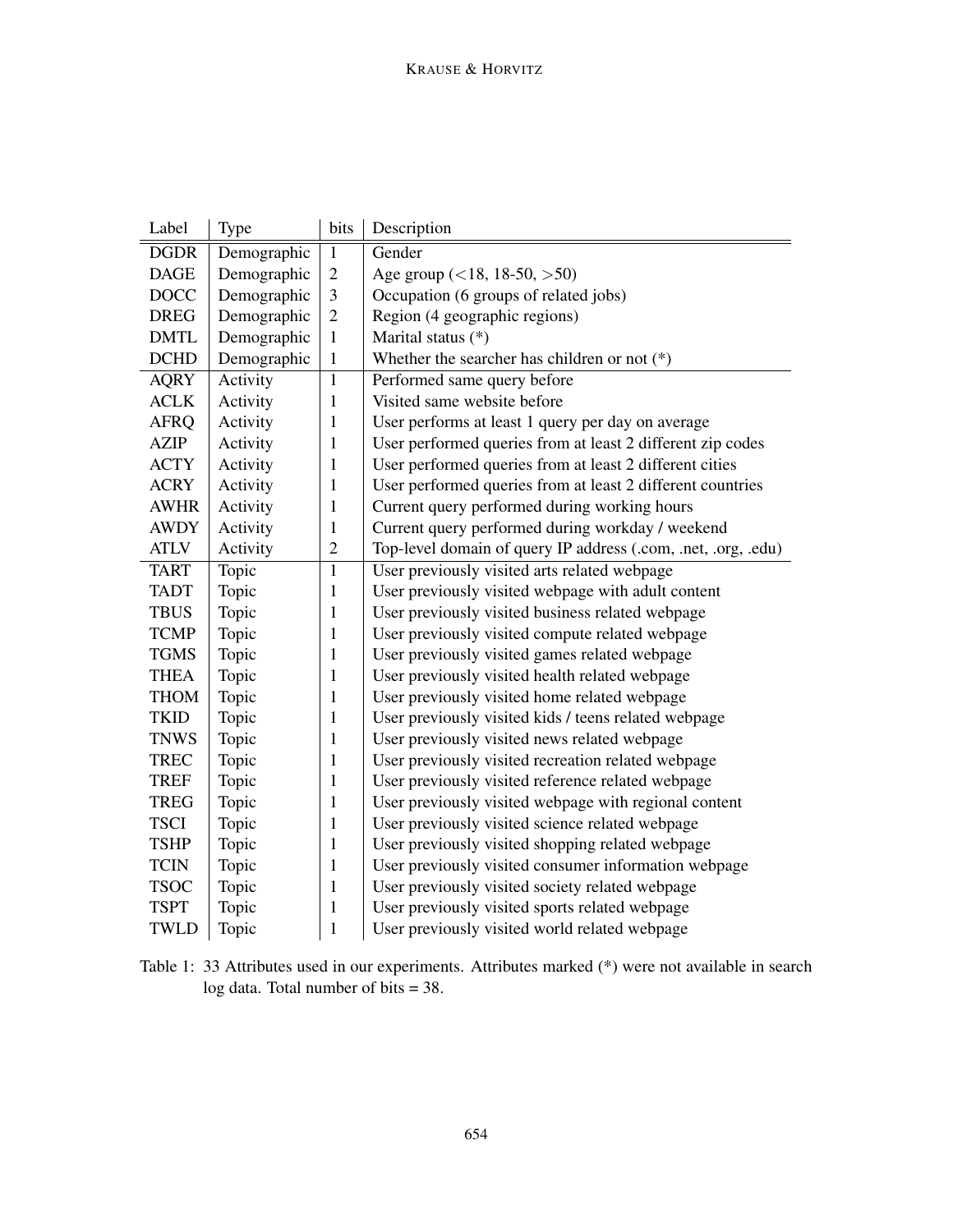| Label | Type | bits | Description |
|---|---|---|---|
| DGDR | Demographic | 1 | Gender |
| DAGE | Demographic | 2 | Age group (<18, 18-50, >50) |
| DOCC | Demographic | 3 | Occupation (6 groups of related jobs) |
| DREG | Demographic | 2 | Region (4 geographic regions) |
| DMTL | Demographic | 1 | Marital status (*) |
| DCHD | Demographic | 1 | Whether the searcher has children or not (*) |
| AQRY | Activity | 1 | Performed same query before |
| ACLK | Activity | 1 | Visited same website before |
| AFRQ | Activity | 1 | User performs at least 1 query per day on average |
| AZIP | Activity | 1 | User performed queries from at least 2 different zip codes |
| ACTY | Activity | 1 | User performed queries from at least 2 different cities |
| ACRY | Activity | 1 | User performed queries from at least 2 different countries |
| AWHR | Activity | 1 | Current query performed during working hours |
| AWDY | Activity | 1 | Current query performed during workday / weekend |
| ATLV | Activity | 2 | Top-level domain of query IP address (.com, .net, .org, .edu) |
| TART | Topic | 1 | User previously visited arts related webpage |
| TADT | Topic | 1 | User previously visited webpage with adult content |
| TBUS | Topic | 1 | User previously visited business related webpage |
| TCMP | Topic | 1 | User previously visited compute related webpage |
| TGMS | Topic | 1 | User previously visited games related webpage |
| THEA | Topic | 1 | User previously visited health related webpage |
| THOM | Topic | 1 | User previously visited home related webpage |
| TKID | Topic | 1 | User previously visited kids / teens related webpage |
| TNWS | Topic | 1 | User previously visited news related webpage |
| TREC | Topic | 1 | User previously visited recreation related webpage |
| TREF | Topic | 1 | User previously visited reference related webpage |
| TREG | Topic | 1 | User previously visited webpage with regional content |
| TSCI | Topic | 1 | User previously visited science related webpage |
| TSHP | Topic | 1 | User previously visited shopping related webpage |
| TCIN | Topic | 1 | User previously visited consumer information webpage |
| TSOC | Topic | 1 | User previously visited society related webpage |
| TSPT | Topic | 1 | User previously visited sports related webpage |
| TWLD | Topic | 1 | User previously visited world related webpage |

Table 1: 33 Attributes used in our experiments. Attributes marked (*) were not available in search log data. Total number of bits = 38.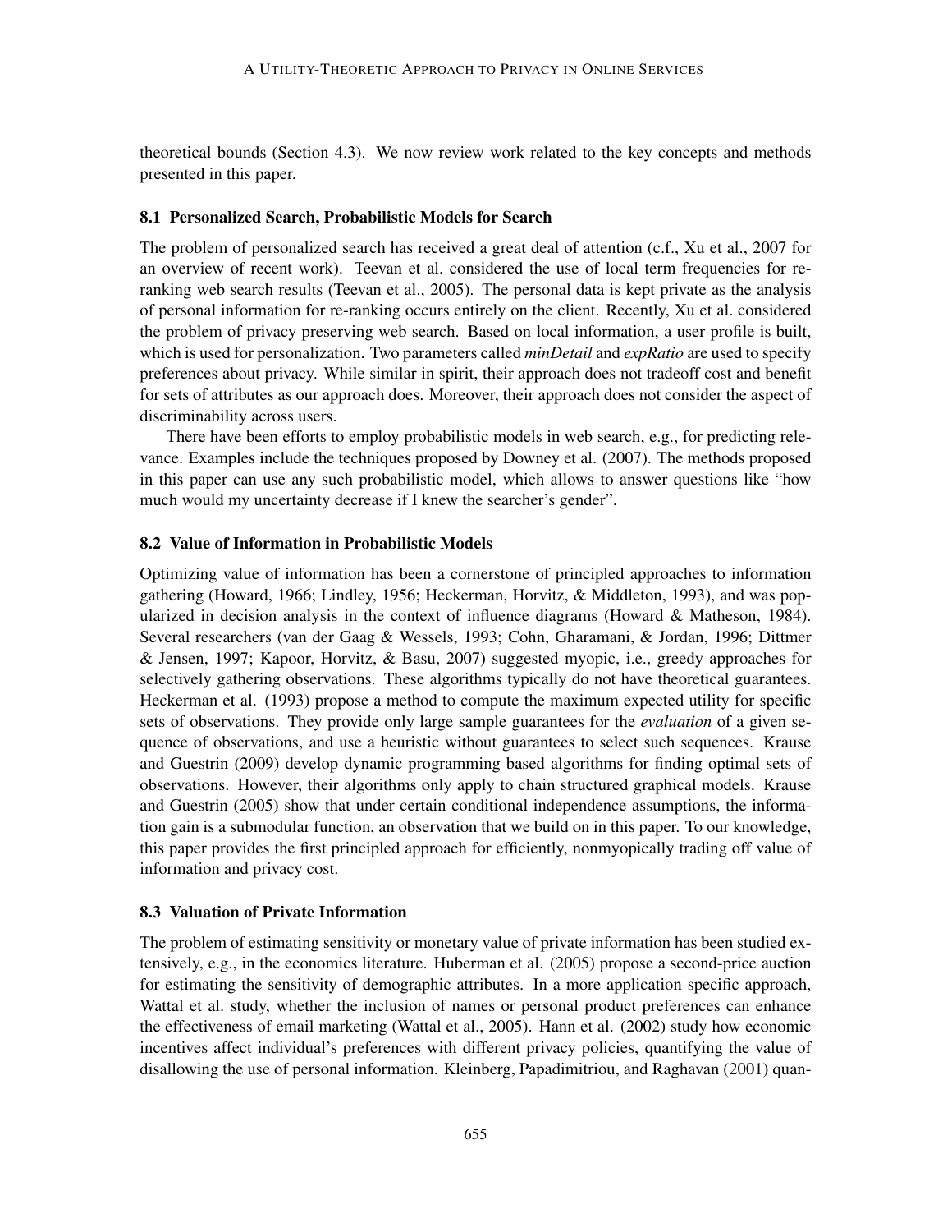theoretical bounds (Section 4.3). We now review work related to the key concepts and methods presented in this paper.

### 8.1 Personalized Search, Probabilistic Models for Search

The problem of personalized search has received a great deal of attention (c.f., Xu et al., 2007 for an overview of recent work). Teevan et al. considered the use of local term frequencies for re-ranking web search results (Teevan et al., 2005). The personal data is kept private as the analysis of personal information for re-ranking occurs entirely on the client. Recently, Xu et al. considered the problem of privacy preserving web search. Based on local information, a user profile is built, which is used for personalization. Two parameters called *minDetail* and *expRatio* are used to specify preferences about privacy. While similar in spirit, their approach does not tradeoff cost and benefit for sets of attributes as our approach does. Moreover, their approach does not consider the aspect of discriminability across users.

There have been efforts to employ probabilistic models in web search, e.g., for predicting relevance. Examples include the techniques proposed by Downey et al. (2007). The methods proposed in this paper can use any such probabilistic model, which allows to answer questions like "how much would my uncertainty decrease if I knew the searcher's gender".

### 8.2 Value of Information in Probabilistic Models

Optimizing value of information has been a cornerstone of principled approaches to information gathering (Howard, 1966; Lindley, 1956; Heckerman, Horvitz, & Middleton, 1993), and was popularized in decision analysis in the context of influence diagrams (Howard & Matheson, 1984). Several researchers (van der Gaag & Wessels, 1993; Cohn, Gharamani, & Jordan, 1996; Dittmer & Jensen, 1997; Kapoor, Horvitz, & Basu, 2007) suggested myopic, i.e., greedy approaches for selectively gathering observations. These algorithms typically do not have theoretical guarantees. Heckerman et al. (1993) propose a method to compute the maximum expected utility for specific sets of observations. They provide only large sample guarantees for the *evaluation* of a given sequence of observations, and use a heuristic without guarantees to select such sequences. Krause and Guestrin (2009) develop dynamic programming based algorithms for finding optimal sets of observations. However, their algorithms only apply to chain structured graphical models. Krause and Guestrin (2005) show that under certain conditional independence assumptions, the information gain is a submodular function, an observation that we build on in this paper. To our knowledge, this paper provides the first principled approach for efficiently, nonmyopically trading off value of information and privacy cost.

### 8.3 Valuation of Private Information

The problem of estimating sensitivity or monetary value of private information has been studied extensively, e.g., in the economics literature. Huberman et al. (2005) propose a second-price auction for estimating the sensitivity of demographic attributes. In a more application specific approach, Wattal et al. study, whether the inclusion of names or personal product preferences can enhance the effectiveness of email marketing (Wattal et al., 2005). Hann et al. (2002) study how economic incentives affect individual's preferences with different privacy policies, quantifying the value of disallowing the use of personal information. Kleinberg, Papadimitriou, and Raghavan (2001) quan-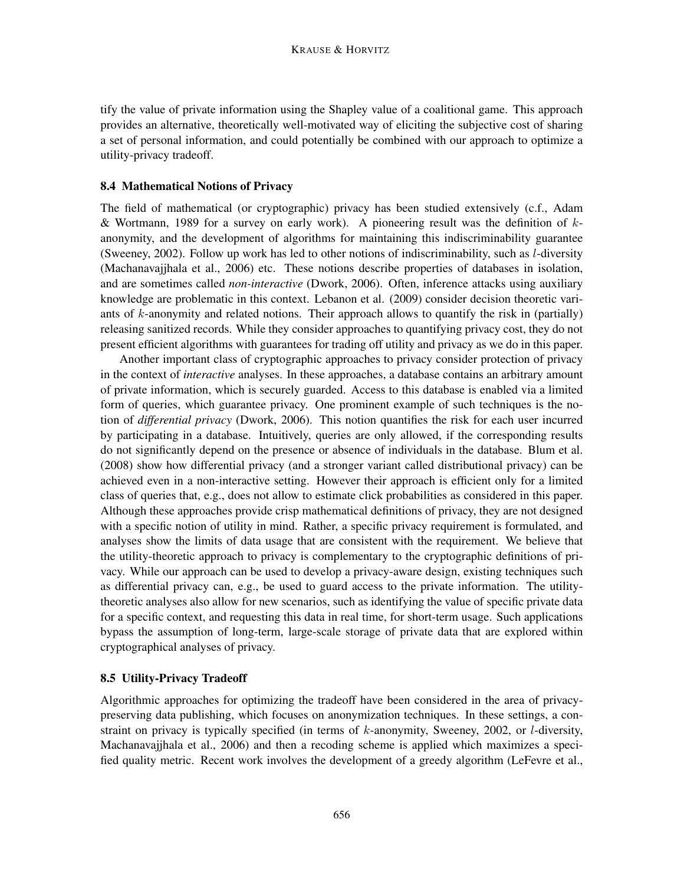tify the value of private information using the Shapley value of a coalitional game. This approach provides an alternative, theoretically well-motivated way of eliciting the subjective cost of sharing a set of personal information, and could potentially be combined with our approach to optimize a utility-privacy tradeoff.

### 8.4 Mathematical Notions of Privacy

The field of mathematical (or cryptographic) privacy has been studied extensively (c.f., Adam & Wortmann, 1989 for a survey on early work). A pioneering result was the definition of $k$-anonymity, and the development of algorithms for maintaining this indiscriminability guarantee (Sweeney, 2002). Follow up work has led to other notions of indiscriminability, such as $l$-diversity (Machanavajjhala et al., 2006) etc. These notions describe properties of databases in isolation, and are sometimes called *non-interactive* (Dwork, 2006). Often, inference attacks using auxiliary knowledge are problematic in this context. Lebanon et al. (2009) consider decision theoretic variants of $k$-anonymity and related notions. Their approach allows to quantify the risk in (partially) releasing sanitized records. While they consider approaches to quantifying privacy cost, they do not present efficient algorithms with guarantees for trading off utility and privacy as we do in this paper.

Another important class of cryptographic approaches to privacy consider protection of privacy in the context of *interactive* analyses. In these approaches, a database contains an arbitrary amount of private information, which is securely guarded. Access to this database is enabled via a limited form of queries, which guarantee privacy. One prominent example of such techniques is the notion of *differential privacy* (Dwork, 2006). This notion quantifies the risk for each user incurred by participating in a database. Intuitively, queries are only allowed, if the corresponding results do not significantly depend on the presence or absence of individuals in the database. Blum et al. (2008) show how differential privacy (and a stronger variant called distributional privacy) can be achieved even in a non-interactive setting. However their approach is efficient only for a limited class of queries that, e.g., does not allow to estimate click probabilities as considered in this paper. Although these approaches provide crisp mathematical definitions of privacy, they are not designed with a specific notion of utility in mind. Rather, a specific privacy requirement is formulated, and analyses show the limits of data usage that are consistent with the requirement. We believe that the utility-theoretic approach to privacy is complementary to the cryptographic definitions of privacy. While our approach can be used to develop a privacy-aware design, existing techniques such as differential privacy can, e.g., be used to guard access to the private information. The utility-theoretic analyses also allow for new scenarios, such as identifying the value of specific private data for a specific context, and requesting this data in real time, for short-term usage. Such applications bypass the assumption of long-term, large-scale storage of private data that are explored within cryptographical analyses of privacy.

### 8.5 Utility-Privacy Tradeoff

Algorithmic approaches for optimizing the tradeoff have been considered in the area of privacy-preserving data publishing, which focuses on anonymization techniques. In these settings, a constraint on privacy is typically specified (in terms of $k$-anonymity, Sweeney, 2002, or $l$-diversity, Machanavajjhala et al., 2006) and then a recoding scheme is applied which maximizes a specified quality metric. Recent work involves the development of a greedy algorithm (LeFevre et al.,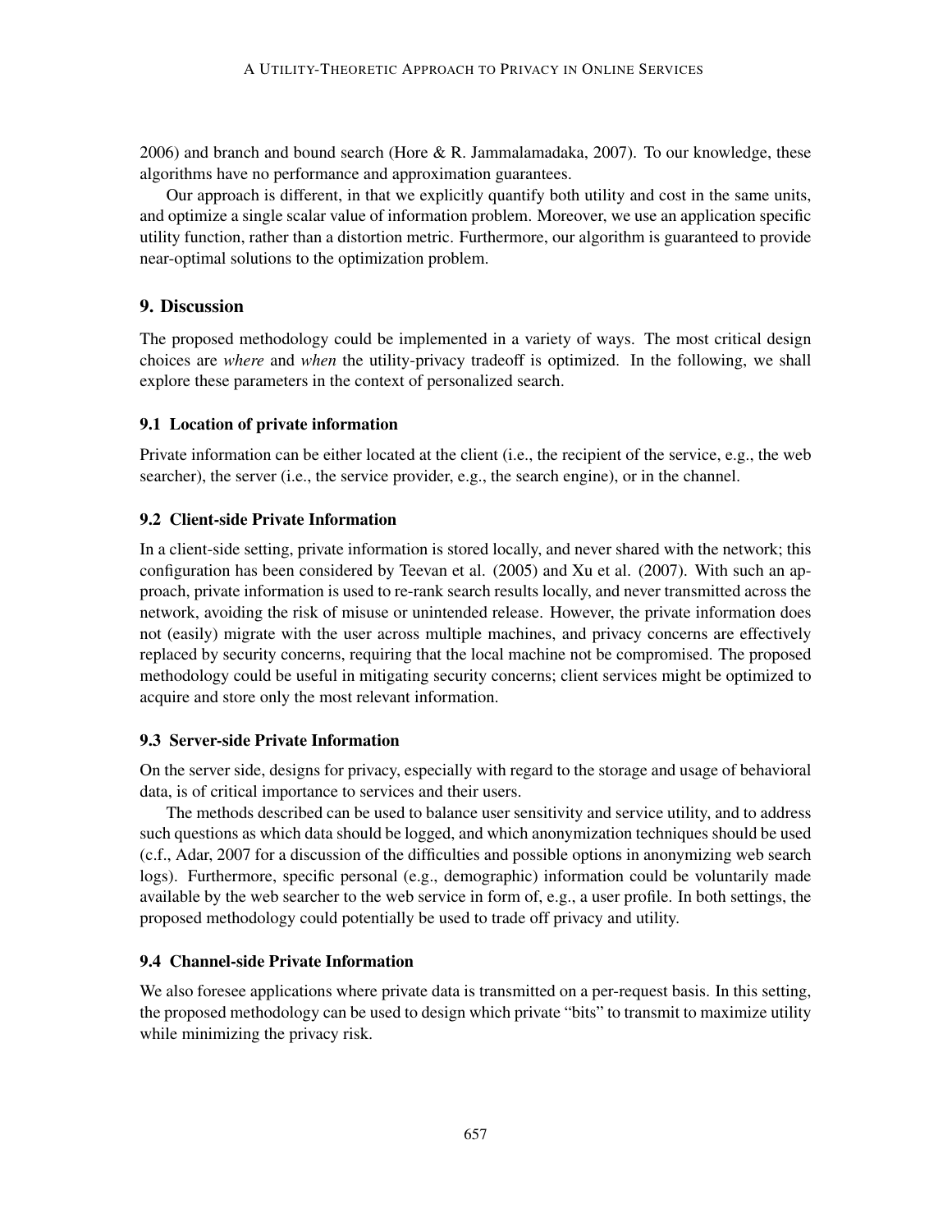2006) and branch and bound search (Hore & R. Jammalamadaka, 2007). To our knowledge, these algorithms have no performance and approximation guarantees.

Our approach is different, in that we explicitly quantify both utility and cost in the same units, and optimize a single scalar value of information problem. Moreover, we use an application specific utility function, rather than a distortion metric. Furthermore, our algorithm is guaranteed to provide near-optimal solutions to the optimization problem.

## 9. Discussion

The proposed methodology could be implemented in a variety of ways. The most critical design choices are *where* and *when* the utility-privacy tradeoff is optimized. In the following, we shall explore these parameters in the context of personalized search.

### 9.1 Location of private information

Private information can be either located at the client (i.e., the recipient of the service, e.g., the web searcher), the server (i.e., the service provider, e.g., the search engine), or in the channel.

### 9.2 Client-side Private Information

In a client-side setting, private information is stored locally, and never shared with the network; this configuration has been considered by Teevan et al. (2005) and Xu et al. (2007). With such an approach, private information is used to re-rank search results locally, and never transmitted across the network, avoiding the risk of misuse or unintended release. However, the private information does not (easily) migrate with the user across multiple machines, and privacy concerns are effectively replaced by security concerns, requiring that the local machine not be compromised. The proposed methodology could be useful in mitigating security concerns; client services might be optimized to acquire and store only the most relevant information.

### 9.3 Server-side Private Information

On the server side, designs for privacy, especially with regard to the storage and usage of behavioral data, is of critical importance to services and their users.

The methods described can be used to balance user sensitivity and service utility, and to address such questions as which data should be logged, and which anonymization techniques should be used (c.f., Adar, 2007 for a discussion of the difficulties and possible options in anonymizing web search logs). Furthermore, specific personal (e.g., demographic) information could be voluntarily made available by the web searcher to the web service in form of, e.g., a user profile. In both settings, the proposed methodology could potentially be used to trade off privacy and utility.

### 9.4 Channel-side Private Information

We also foresee applications where private data is transmitted on a per-request basis. In this setting, the proposed methodology can be used to design which private "bits" to transmit to maximize utility while minimizing the privacy risk.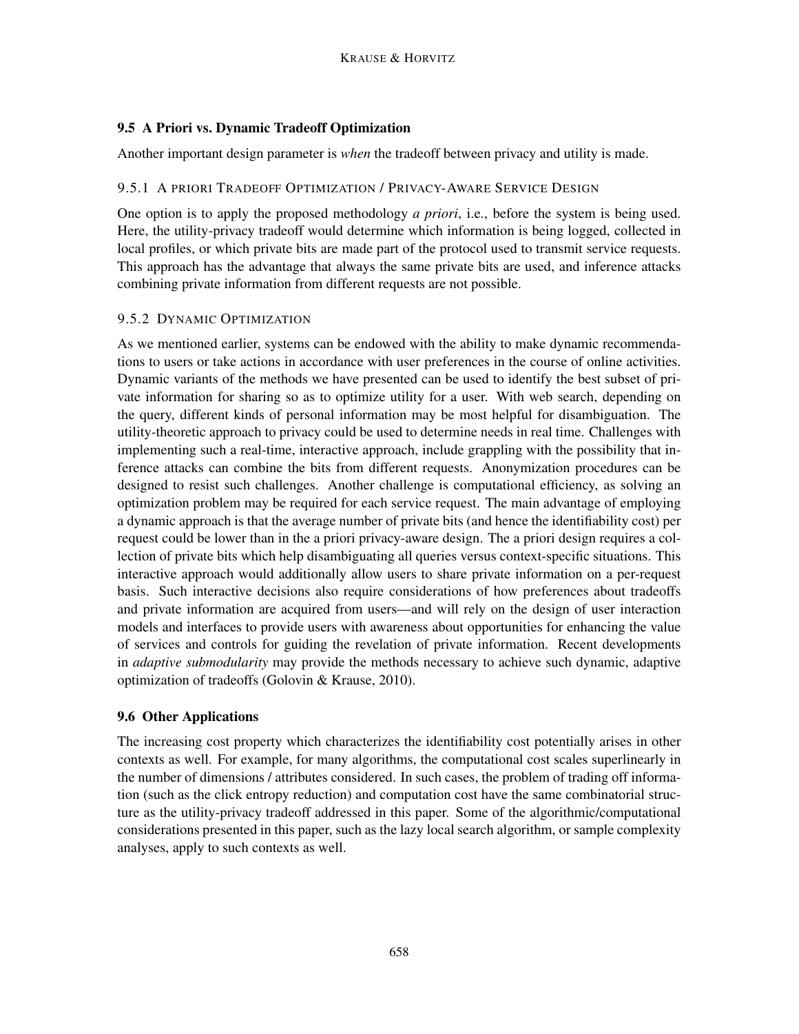### 9.5 A Priori vs. Dynamic Tradeoff Optimization

Another important design parameter is *when* the tradeoff between privacy and utility is made.

#### 9.5.1 A priori Tradeoff Optimization / Privacy-Aware Service Design

One option is to apply the proposed methodology *a priori*, i.e., before the system is being used. Here, the utility-privacy tradeoff would determine which information is being logged, collected in local profiles, or which private bits are made part of the protocol used to transmit service requests. This approach has the advantage that always the same private bits are used, and inference attacks combining private information from different requests are not possible.

#### 9.5.2 Dynamic Optimization

As we mentioned earlier, systems can be endowed with the ability to make dynamic recommendations to users or take actions in accordance with user preferences in the course of online activities. Dynamic variants of the methods we have presented can be used to identify the best subset of private information for sharing so as to optimize utility for a user. With web search, depending on the query, different kinds of personal information may be most helpful for disambiguation. The utility-theoretic approach to privacy could be used to determine needs in real time. Challenges with implementing such a real-time, interactive approach, include grappling with the possibility that inference attacks can combine the bits from different requests. Anonymization procedures can be designed to resist such challenges. Another challenge is computational efficiency, as solving an optimization problem may be required for each service request. The main advantage of employing a dynamic approach is that the average number of private bits (and hence the identifiability cost) per request could be lower than in the a priori privacy-aware design. The a priori design requires a collection of private bits which help disambiguating all queries versus context-specific situations. This interactive approach would additionally allow users to share private information on a per-request basis. Such interactive decisions also require considerations of how preferences about tradeoffs and private information are acquired from users—and will rely on the design of user interaction models and interfaces to provide users with awareness about opportunities for enhancing the value of services and controls for guiding the revelation of private information. Recent developments in *adaptive submodularity* may provide the methods necessary to achieve such dynamic, adaptive optimization of tradeoffs (Golovin & Krause, 2010).

### 9.6 Other Applications

The increasing cost property which characterizes the identifiability cost potentially arises in other contexts as well. For example, for many algorithms, the computational cost scales superlinearly in the number of dimensions / attributes considered. In such cases, the problem of trading off information (such as the click entropy reduction) and computation cost have the same combinatorial structure as the utility-privacy tradeoff addressed in this paper. Some of the algorithmic/computational considerations presented in this paper, such as the lazy local search algorithm, or sample complexity analyses, apply to such contexts as well.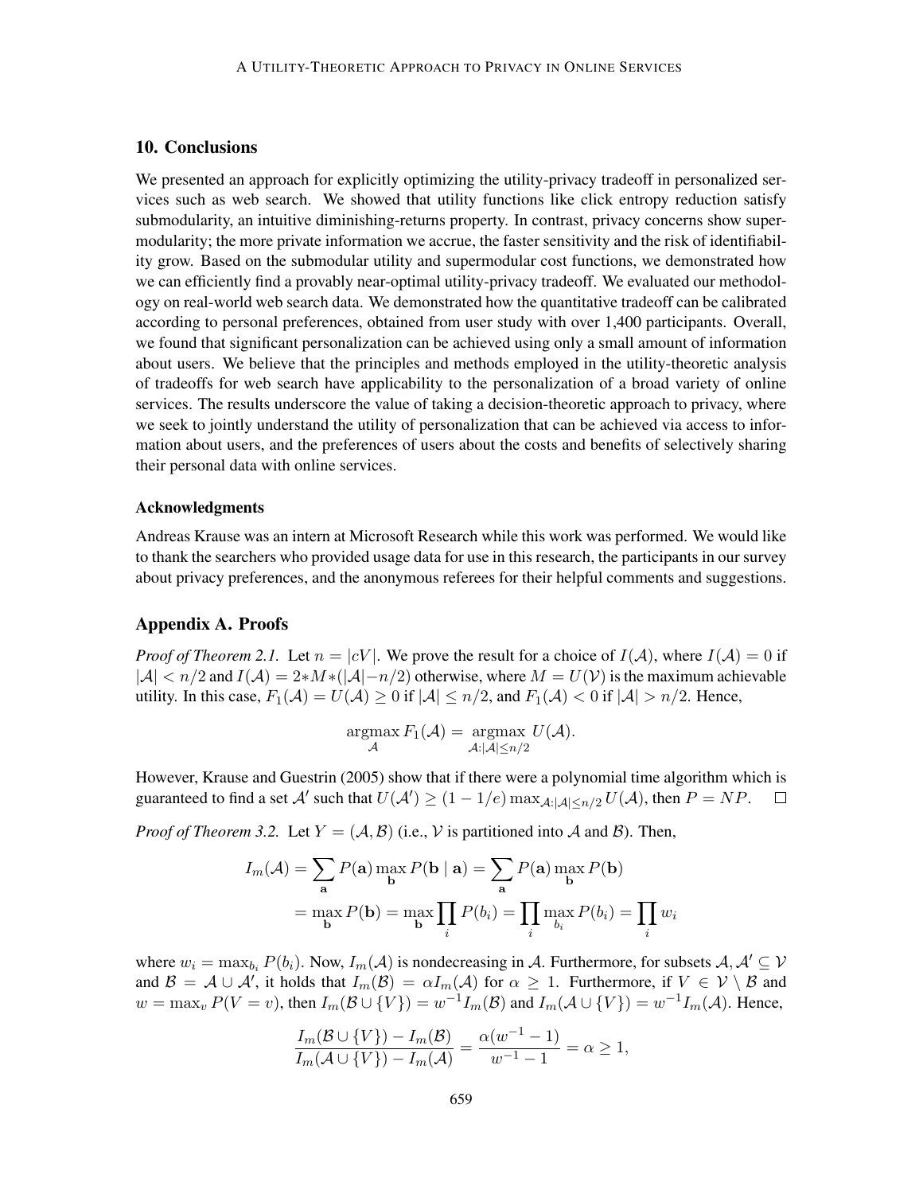## 10. Conclusions

We presented an approach for explicitly optimizing the utility-privacy tradeoff in personalized services such as web search. We showed that utility functions like click entropy reduction satisfy submodularity, an intuitive diminishing-returns property. In contrast, privacy concerns show supermodularity; the more private information we accrue, the faster sensitivity and the risk of identifiability grow. Based on the submodular utility and supermodular cost functions, we demonstrated how we can efficiently find a provably near-optimal utility-privacy tradeoff. We evaluated our methodology on real-world web search data. We demonstrated how the quantitative tradeoff can be calibrated according to personal preferences, obtained from user study with over 1,400 participants. Overall, we found that significant personalization can be achieved using only a small amount of information about users. We believe that the principles and methods employed in the utility-theoretic analysis of tradeoffs for web search have applicability to the personalization of a broad variety of online services. The results underscore the value of taking a decision-theoretic approach to privacy, where we seek to jointly understand the utility of personalization that can be achieved via access to information about users, and the preferences of users about the costs and benefits of selectively sharing their personal data with online services.

### Acknowledgments

Andreas Krause was an intern at Microsoft Research while this work was performed. We would like to thank the searchers who provided usage data for use in this research, the participants in our survey about privacy preferences, and the anonymous referees for their helpful comments and suggestions.

## Appendix A. Proofs

*Proof of Theorem 2.1.* Let $n = |cV|$. We prove the result for a choice of $I(\mathcal{A})$, where $I(\mathcal{A}) = 0$ if $|\mathcal{A}| < n/2$ and $I(\mathcal{A}) = 2{*}M{*}(|\mathcal{A}|-n/2)$ otherwise, where $M = U(\mathcal{V})$ is the maximum achievable utility. In this case, $F_1(\mathcal{A}) = U(\mathcal{A}) \geq 0$ if $|\mathcal{A}| \leq n/2$, and $F_1(\mathcal{A}) < 0$ if $|\mathcal{A}| > n/2$. Hence,

$$\operatorname*{argmax}_{\mathcal{A}} F_1(\mathcal{A}) = \operatorname*{argmax}_{\mathcal{A}:|\mathcal{A}|\leq n/2} U(\mathcal{A}).$$

However, Krause and Guestrin (2005) show that if there were a polynomial time algorithm which is guaranteed to find a set $\mathcal{A}'$ such that $U(\mathcal{A}') \geq (1-1/e)\max_{\mathcal{A}:|\mathcal{A}|\leq n/2} U(\mathcal{A})$, then $P = NP$. $\square$

*Proof of Theorem 3.2.* Let $Y = (\mathcal{A}, \mathcal{B})$ (i.e., $\mathcal{V}$ is partitioned into $\mathcal{A}$ and $\mathcal{B}$). Then,

$$\begin{aligned} I_m(\mathcal{A}) &= \sum_{\mathbf{a}} P(\mathbf{a}) \max_{\mathbf{b}} P(\mathbf{b} \mid \mathbf{a}) = \sum_{\mathbf{a}} P(\mathbf{a}) \max_{\mathbf{b}} P(\mathbf{b}) \\ &= \max_{\mathbf{b}} P(\mathbf{b}) = \max_{\mathbf{b}} \prod_i P(b_i) = \prod_i \max_{b_i} P(b_i) = \prod_i w_i \end{aligned}$$

where $w_i = \max_{b_i} P(b_i)$. Now, $I_m(\mathcal{A})$ is nondecreasing in $\mathcal{A}$. Furthermore, for subsets $\mathcal{A}, \mathcal{A}' \subseteq \mathcal{V}$ and $\mathcal{B} = \mathcal{A} \cup \mathcal{A}'$, it holds that $I_m(\mathcal{B}) = \alpha I_m(\mathcal{A})$ for $\alpha \geq 1$. Furthermore, if $V \in \mathcal{V} \setminus \mathcal{B}$ and $w = \max_v P(V = v)$, then $I_m(\mathcal{B} \cup \{V\}) = w^{-1} I_m(\mathcal{B})$ and $I_m(\mathcal{A} \cup \{V\}) = w^{-1} I_m(\mathcal{A})$. Hence,

$$\frac{I_m(\mathcal{B} \cup \{V\}) - I_m(\mathcal{B})}{I_m(\mathcal{A} \cup \{V\}) - I_m(\mathcal{A})} = \frac{\alpha(w^{-1} - 1)}{w^{-1} - 1} = \alpha \geq 1,$$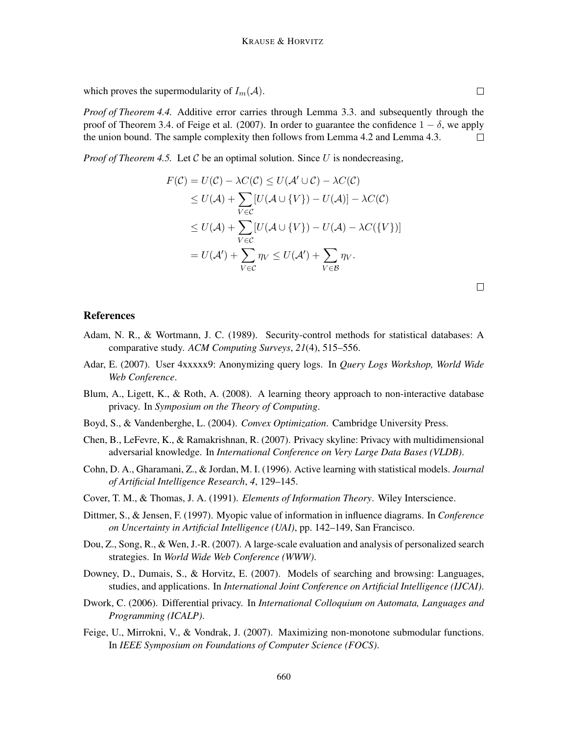which proves the supermodularity of $I_m(\mathcal{A})$. □

*Proof of Theorem 4.4.* Additive error carries through Lemma 3.3. and subsequently through the proof of Theorem 3.4. of Feige et al. (2007). In order to guarantee the confidence $1-\delta$, we apply the union bound. The sample complexity then follows from Lemma 4.2 and Lemma 4.3. □

*Proof of Theorem 4.5.* Let $\mathcal{C}$ be an optimal solution. Since $U$ is nondecreasing,

$$
\begin{aligned}
F(\mathcal{C}) = U(\mathcal{C}) - \lambda C(\mathcal{C}) &\leq U(\mathcal{A}' \cup \mathcal{C}) - \lambda C(\mathcal{C}) \\
&\leq U(\mathcal{A}) + \sum_{V \in \mathcal{C}} [U(\mathcal{A} \cup \{V\}) - U(\mathcal{A})] - \lambda C(\mathcal{C}) \\
&\leq U(\mathcal{A}) + \sum_{V \in \mathcal{C}} [U(\mathcal{A} \cup \{V\}) - U(\mathcal{A}) - \lambda C(\{V\})] \\
&= U(\mathcal{A}') + \sum_{V \in \mathcal{C}} \eta_V \leq U(\mathcal{A}') + \sum_{V \in \mathcal{B}} \eta_V.
\end{aligned}
$$

□

## References

Adam, N. R., & Wortmann, J. C. (1989). Security-control methods for statistical databases: A comparative study. *ACM Computing Surveys*, *21*(4), 515–556.

Adar, E. (2007). User 4xxxxx9: Anonymizing query logs. In *Query Logs Workshop, World Wide Web Conference*.

Blum, A., Ligett, K., & Roth, A. (2008). A learning theory approach to non-interactive database privacy. In *Symposium on the Theory of Computing*.

Boyd, S., & Vandenberghe, L. (2004). *Convex Optimization*. Cambridge University Press.

Chen, B., LeFevre, K., & Ramakrishnan, R. (2007). Privacy skyline: Privacy with multidimensional adversarial knowledge. In *International Conference on Very Large Data Bases (VLDB)*.

Cohn, D. A., Gharamani, Z., & Jordan, M. I. (1996). Active learning with statistical models. *Journal of Artificial Intelligence Research*, *4*, 129–145.

Cover, T. M., & Thomas, J. A. (1991). *Elements of Information Theory*. Wiley Interscience.

Dittmer, S., & Jensen, F. (1997). Myopic value of information in influence diagrams. In *Conference on Uncertainty in Artificial Intelligence (UAI)*, pp. 142–149, San Francisco.

Dou, Z., Song, R., & Wen, J.-R. (2007). A large-scale evaluation and analysis of personalized search strategies. In *World Wide Web Conference (WWW)*.

Downey, D., Dumais, S., & Horvitz, E. (2007). Models of searching and browsing: Languages, studies, and applications. In *International Joint Conference on Artificial Intelligence (IJCAI)*.

Dwork, C. (2006). Differential privacy. In *International Colloquium on Automata, Languages and Programming (ICALP)*.

Feige, U., Mirrokni, V., & Vondrak, J. (2007). Maximizing non-monotone submodular functions. In *IEEE Symposium on Foundations of Computer Science (FOCS)*.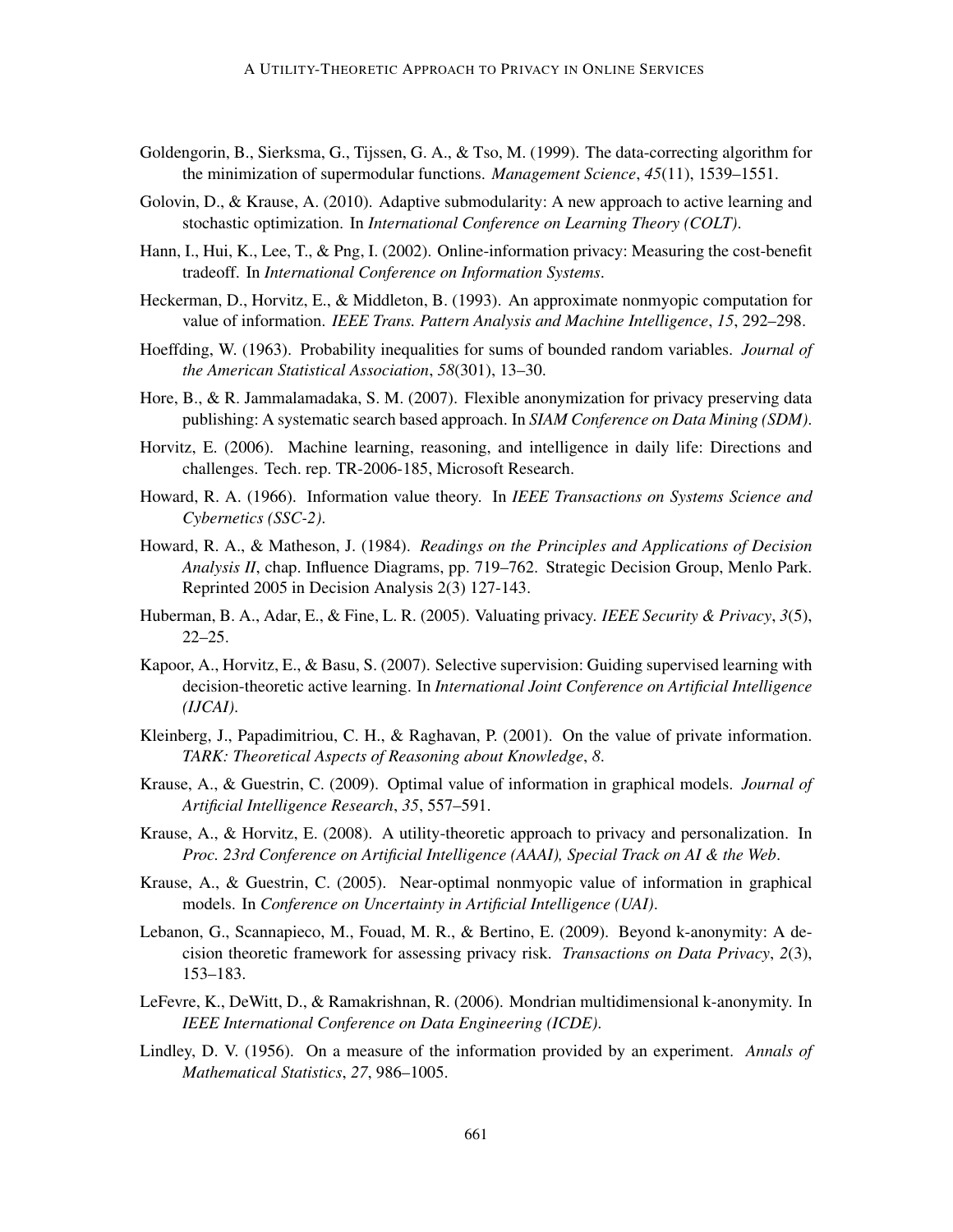Goldengorin, B., Sierksma, G., Tijssen, G. A., & Tso, M. (1999). The data-correcting algorithm for the minimization of supermodular functions. *Management Science*, *45*(11), 1539–1551.

Golovin, D., & Krause, A. (2010). Adaptive submodularity: A new approach to active learning and stochastic optimization. In *International Conference on Learning Theory (COLT)*.

Hann, I., Hui, K., Lee, T., & Png, I. (2002). Online-information privacy: Measuring the cost-benefit tradeoff. In *International Conference on Information Systems*.

Heckerman, D., Horvitz, E., & Middleton, B. (1993). An approximate nonmyopic computation for value of information. *IEEE Trans. Pattern Analysis and Machine Intelligence*, *15*, 292–298.

Hoeffding, W. (1963). Probability inequalities for sums of bounded random variables. *Journal of the American Statistical Association*, *58*(301), 13–30.

Hore, B., & R. Jammalamadaka, S. M. (2007). Flexible anonymization for privacy preserving data publishing: A systematic search based approach. In *SIAM Conference on Data Mining (SDM)*.

Horvitz, E. (2006). Machine learning, reasoning, and intelligence in daily life: Directions and challenges. Tech. rep. TR-2006-185, Microsoft Research.

Howard, R. A. (1966). Information value theory. In *IEEE Transactions on Systems Science and Cybernetics (SSC-2)*.

Howard, R. A., & Matheson, J. (1984). *Readings on the Principles and Applications of Decision Analysis II*, chap. Influence Diagrams, pp. 719–762. Strategic Decision Group, Menlo Park. Reprinted 2005 in Decision Analysis 2(3) 127-143.

Huberman, B. A., Adar, E., & Fine, L. R. (2005). Valuating privacy. *IEEE Security & Privacy*, *3*(5), 22–25.

Kapoor, A., Horvitz, E., & Basu, S. (2007). Selective supervision: Guiding supervised learning with decision-theoretic active learning. In *International Joint Conference on Artificial Intelligence (IJCAI)*.

Kleinberg, J., Papadimitriou, C. H., & Raghavan, P. (2001). On the value of private information. *TARK: Theoretical Aspects of Reasoning about Knowledge*, *8*.

Krause, A., & Guestrin, C. (2009). Optimal value of information in graphical models. *Journal of Artificial Intelligence Research*, *35*, 557–591.

Krause, A., & Horvitz, E. (2008). A utility-theoretic approach to privacy and personalization. In *Proc. 23rd Conference on Artificial Intelligence (AAAI), Special Track on AI & the Web*.

Krause, A., & Guestrin, C. (2005). Near-optimal nonmyopic value of information in graphical models. In *Conference on Uncertainty in Artificial Intelligence (UAI)*.

Lebanon, G., Scannapieco, M., Fouad, M. R., & Bertino, E. (2009). Beyond k-anonymity: A decision theoretic framework for assessing privacy risk. *Transactions on Data Privacy*, *2*(3), 153–183.

LeFevre, K., DeWitt, D., & Ramakrishnan, R. (2006). Mondrian multidimensional k-anonymity. In *IEEE International Conference on Data Engineering (ICDE)*.

Lindley, D. V. (1956). On a measure of the information provided by an experiment. *Annals of Mathematical Statistics*, *27*, 986–1005.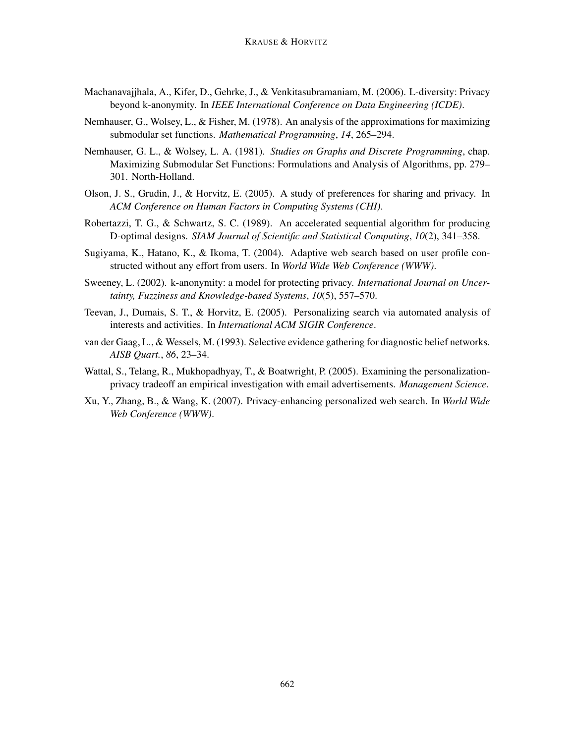Machanavajjhala, A., Kifer, D., Gehrke, J., & Venkitasubramaniam, M. (2006). L-diversity: Privacy beyond k-anonymity. In *IEEE International Conference on Data Engineering (ICDE)*.

Nemhauser, G., Wolsey, L., & Fisher, M. (1978). An analysis of the approximations for maximizing submodular set functions. *Mathematical Programming*, *14*, 265–294.

Nemhauser, G. L., & Wolsey, L. A. (1981). *Studies on Graphs and Discrete Programming*, chap. Maximizing Submodular Set Functions: Formulations and Analysis of Algorithms, pp. 279–301. North-Holland.

Olson, J. S., Grudin, J., & Horvitz, E. (2005). A study of preferences for sharing and privacy. In *ACM Conference on Human Factors in Computing Systems (CHI)*.

Robertazzi, T. G., & Schwartz, S. C. (1989). An accelerated sequential algorithm for producing D-optimal designs. *SIAM Journal of Scientific and Statistical Computing*, *10*(2), 341–358.

Sugiyama, K., Hatano, K., & Ikoma, T. (2004). Adaptive web search based on user profile constructed without any effort from users. In *World Wide Web Conference (WWW)*.

Sweeney, L. (2002). k-anonymity: a model for protecting privacy. *International Journal on Uncertainty, Fuzziness and Knowledge-based Systems*, *10*(5), 557–570.

Teevan, J., Dumais, S. T., & Horvitz, E. (2005). Personalizing search via automated analysis of interests and activities. In *International ACM SIGIR Conference*.

van der Gaag, L., & Wessels, M. (1993). Selective evidence gathering for diagnostic belief networks. *AISB Quart.*, *86*, 23–34.

Wattal, S., Telang, R., Mukhopadhyay, T., & Boatwright, P. (2005). Examining the personalization-privacy tradeoff an empirical investigation with email advertisements. *Management Science*.

Xu, Y., Zhang, B., & Wang, K. (2007). Privacy-enhancing personalized web search. In *World Wide Web Conference (WWW)*.